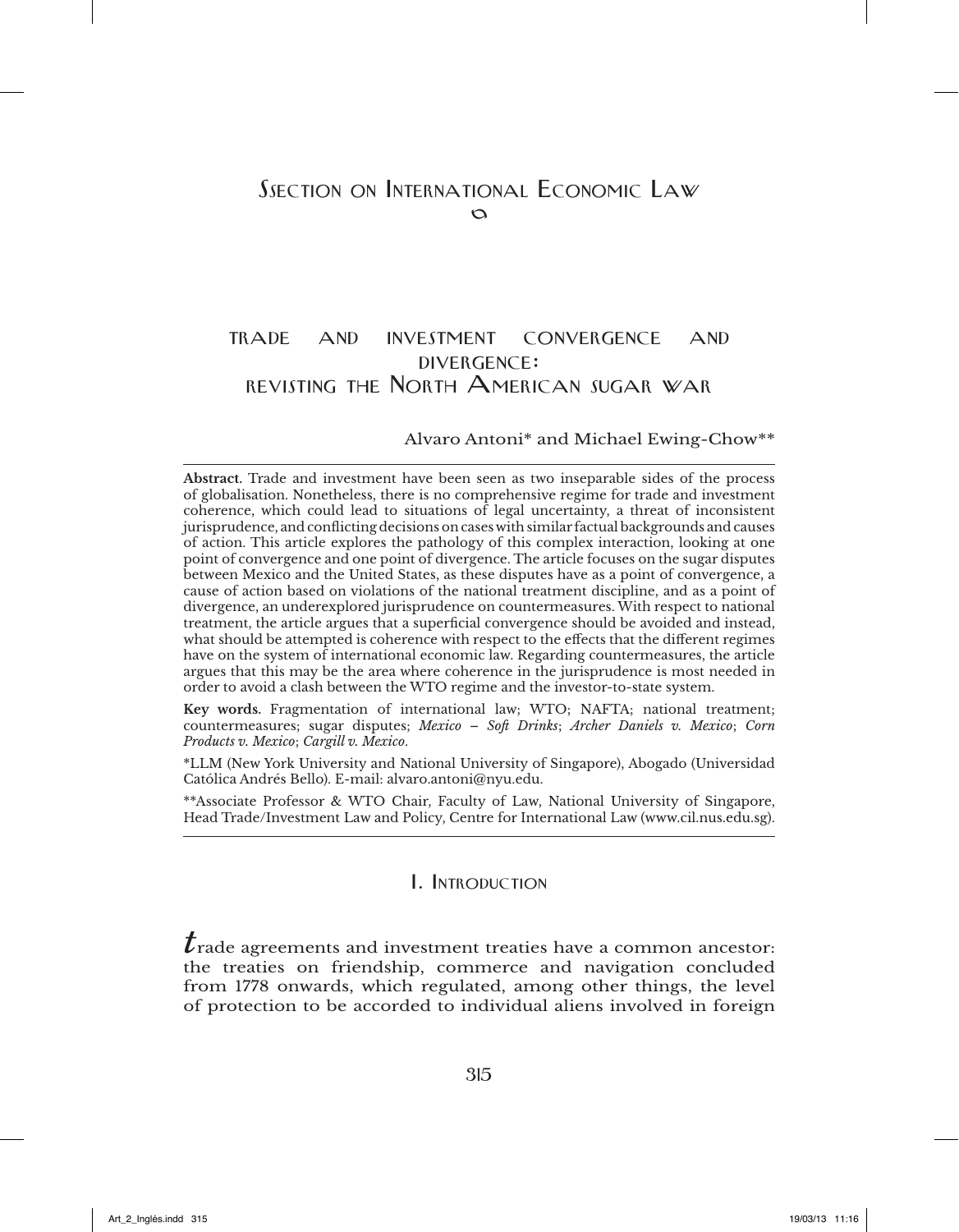# Ssection on International Economic Law

## trade and investment convergence and divergence: revisting the North American sugar war

Alvaro Antoni* and Michael Ewing-Chow**

**Abstract.** Trade and investment have been seen as two inseparable sides of the process of globalisation. Nonetheless, there is no comprehensive regime for trade and investment coherence, which could lead to situations of legal uncertainty, a threat of inconsistent jurisprudence, and conflicting decisions on cases with similar factual backgrounds and causes of action. This article explores the pathology of this complex interaction, looking at one point of convergence and one point of divergence. The article focuses on the sugar disputes between Mexico and the United States, as these disputes have as a point of convergence, a cause of action based on violations of the national treatment discipline, and as a point of divergence, an underexplored jurisprudence on countermeasures. With respect to national treatment, the article argues that a superficial convergence should be avoided and instead, what should be attempted is coherence with respect to the effects that the different regimes have on the system of international economic law. Regarding countermeasures, the article argues that this may be the area where coherence in the jurisprudence is most needed in order to avoid a clash between the WTO regime and the investor-to-state system.

**Key words.** Fragmentation of international law; WTO; NAFTA; national treatment; countermeasures; sugar disputes; *Mexico – Soft Drinks*; *Archer Daniels v. Mexico*; *Corn Products v. Mexico*; *Cargill v. Mexico*.

*LLM (New York University and National University of Singapore), Abogado (Universidad Católica Andrés Bello). E-mail: alvaro.antoni@nyu.edu.

**Associate Professor & WTO Chair, Faculty of Law, National University of Singapore, Head Trade/Investment Law and Policy, Centre for International Law (www.cil.nus.edu.sg).

### I. Introduction

Trade agreements and investment treaties have a common ancestor: the treaties on friendship, commerce and navigation concluded from 1778 onwards, which regulated, among other things, the level of protection to be accorded to individual aliens involved in foreign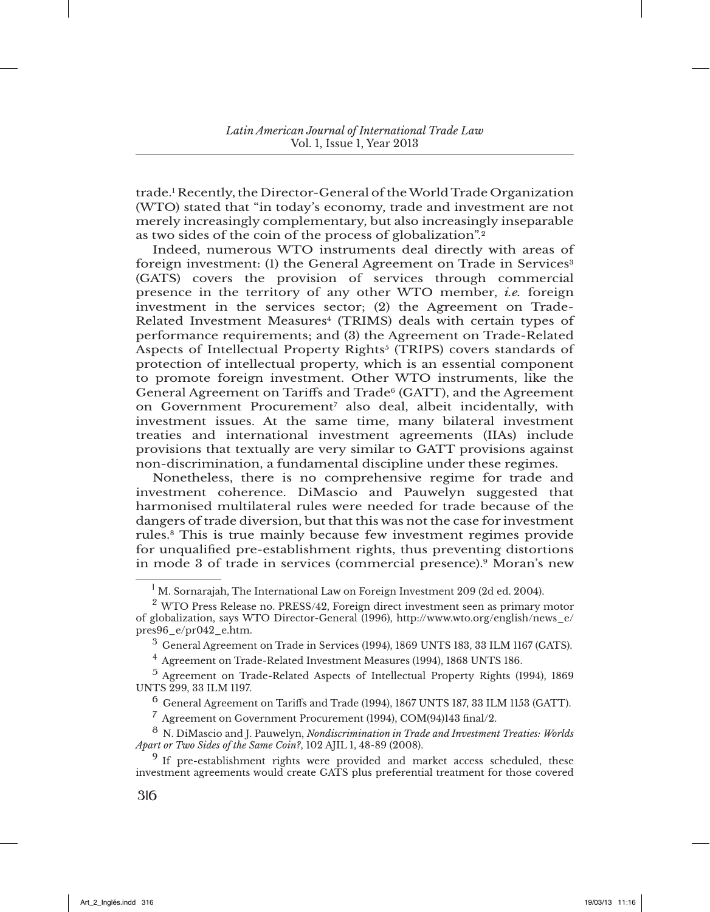trade.[1] Recently, the Director-General of the World Trade Organization (WTO) stated that "in today's economy, trade and investment are not merely increasingly complementary, but also increasingly inseparable as two sides of the coin of the process of globalization".[2]

Indeed, numerous WTO instruments deal directly with areas of foreign investment: (1) the General Agreement on Trade in Services[3] (GATS) covers the provision of services through commercial presence in the territory of any other WTO member, *i.e.* foreign investment in the services sector; (2) the Agreement on Trade-Related Investment Measures[4] (TRIMS) deals with certain types of performance requirements; and (3) the Agreement on Trade-Related Aspects of Intellectual Property Rights[5] (TRIPS) covers standards of protection of intellectual property, which is an essential component to promote foreign investment. Other WTO instruments, like the General Agreement on Tariffs and Trade[6] (GATT), and the Agreement on Government Procurement[7] also deal, albeit incidentally, with investment issues. At the same time, many bilateral investment treaties and international investment agreements (IIAs) include provisions that textually are very similar to GATT provisions against non-discrimination, a fundamental discipline under these regimes.

Nonetheless, there is no comprehensive regime for trade and investment coherence. DiMascio and Pauwelyn suggested that harmonised multilateral rules were needed for trade because of the dangers of trade diversion, but that this was not the case for investment rules.[8] This is true mainly because few investment regimes provide for unqualified pre-establishment rights, thus preventing distortions in mode 3 of trade in services (commercial presence).[9] Moran's new

---

[1] M. Sornarajah, The International Law on Foreign Investment 209 (2d ed. 2004).

[2] WTO Press Release no. PRESS/42, Foreign direct investment seen as primary motor of globalization, says WTO Director-General (1996), http://www.wto.org/english/news_e/pres96_e/pr042_e.htm.

[3] General Agreement on Trade in Services (1994), 1869 UNTS 183, 33 ILM 1167 (GATS).

[4] Agreement on Trade-Related Investment Measures (1994), 1868 UNTS 186.

[5] Agreement on Trade-Related Aspects of Intellectual Property Rights (1994), 1869 UNTS 299, 33 ILM 1197.

[6] General Agreement on Tariffs and Trade (1994), 1867 UNTS 187, 33 ILM 1153 (GATT).

[7] Agreement on Government Procurement (1994), COM(94)143 final/2.

[8] N. DiMascio and J. Pauwelyn, *Nondiscrimination in Trade and Investment Treaties: Worlds Apart or Two Sides of the Same Coin?*, 102 AJIL 1, 48-89 (2008).

[9] If pre-establishment rights were provided and market access scheduled, these investment agreements would create GATS plus preferential treatment for those covered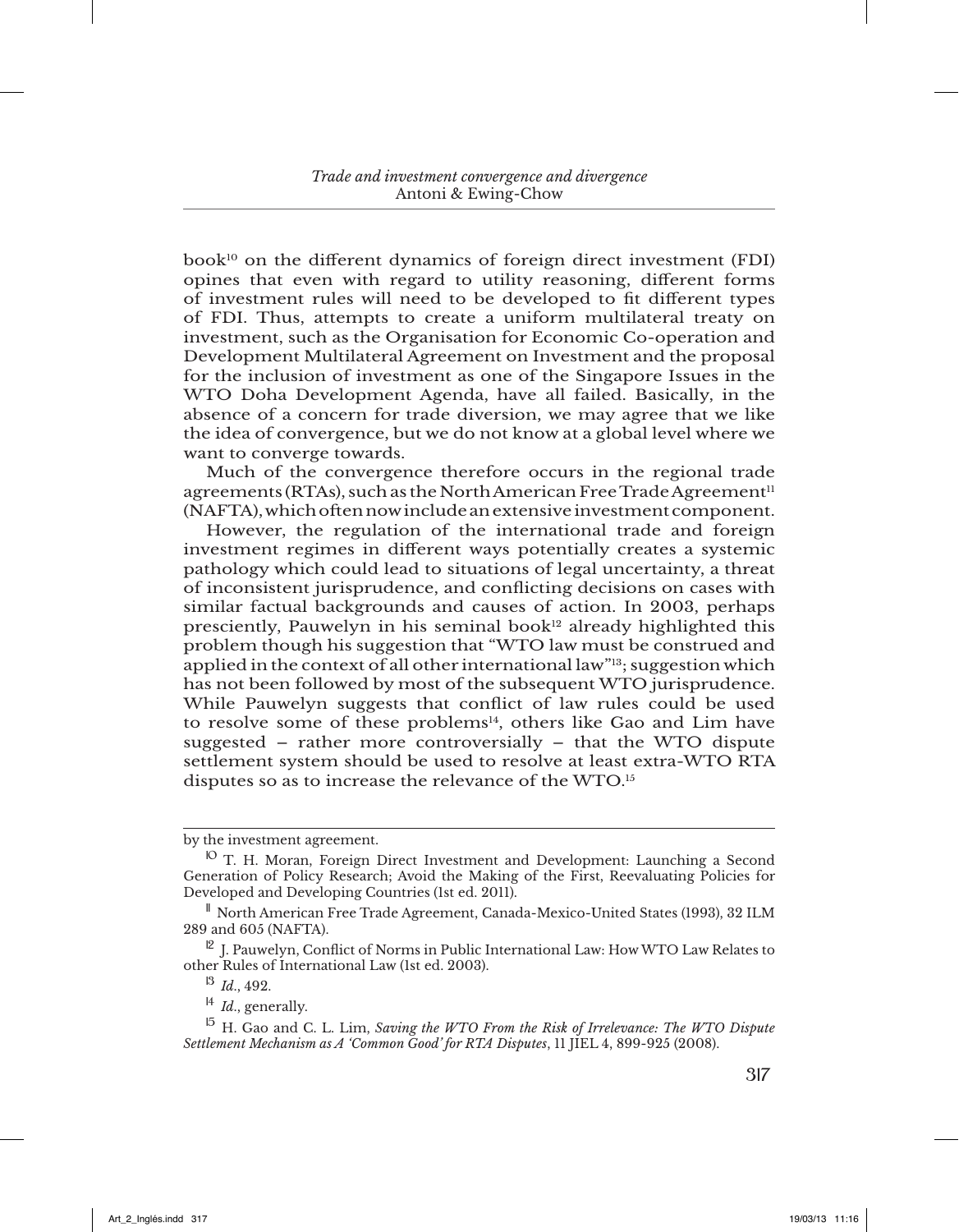book[10] on the different dynamics of foreign direct investment (FDI) opines that even with regard to utility reasoning, different forms of investment rules will need to be developed to fit different types of FDI. Thus, attempts to create a uniform multilateral treaty on investment, such as the Organisation for Economic Co-operation and Development Multilateral Agreement on Investment and the proposal for the inclusion of investment as one of the Singapore Issues in the WTO Doha Development Agenda, have all failed. Basically, in the absence of a concern for trade diversion, we may agree that we like the idea of convergence, but we do not know at a global level where we want to converge towards.

Much of the convergence therefore occurs in the regional trade agreements (RTAs), such as the North American Free Trade Agreement[11] (NAFTA), which often now include an extensive investment component.

However, the regulation of the international trade and foreign investment regimes in different ways potentially creates a systemic pathology which could lead to situations of legal uncertainty, a threat of inconsistent jurisprudence, and conflicting decisions on cases with similar factual backgrounds and causes of action. In 2003, perhaps presciently, Pauwelyn in his seminal book[12] already highlighted this problem though his suggestion that "WTO law must be construed and applied in the context of all other international law"[13]; suggestion which has not been followed by most of the subsequent WTO jurisprudence. While Pauwelyn suggests that conflict of law rules could be used to resolve some of these problems[14], others like Gao and Lim have suggested – rather more controversially – that the WTO dispute settlement system should be used to resolve at least extra-WTO RTA disputes so as to increase the relevance of the WTO.[15]

---

by the investment agreement.

[10] T. H. Moran, Foreign Direct Investment and Development: Launching a Second Generation of Policy Research; Avoid the Making of the First, Reevaluating Policies for Developed and Developing Countries (1st ed. 2011).

[11] North American Free Trade Agreement, Canada-Mexico-United States (1993), 32 ILM 289 and 605 (NAFTA).

[12] J. Pauwelyn, Conflict of Norms in Public International Law: How WTO Law Relates to other Rules of International Law (1st ed. 2003).

[13] *Id.*, 492.

[14] *Id.*, generally.

[15] H. Gao and C. L. Lim, *Saving the WTO From the Risk of Irrelevance: The WTO Dispute Settlement Mechanism as A 'Common Good' for RTA Disputes*, 11 JIEL 4, 899-925 (2008).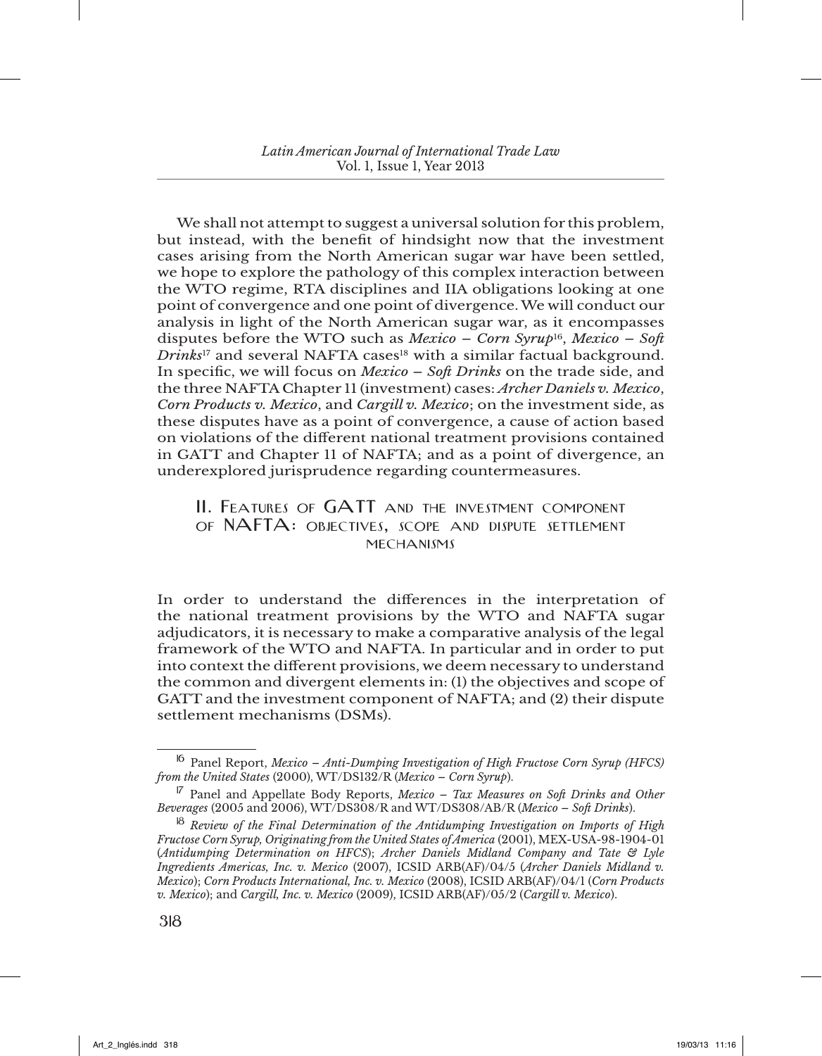We shall not attempt to suggest a universal solution for this problem, but instead, with the benefit of hindsight now that the investment cases arising from the North American sugar war have been settled, we hope to explore the pathology of this complex interaction between the WTO regime, RTA disciplines and IIA obligations looking at one point of convergence and one point of divergence. We will conduct our analysis in light of the North American sugar war, as it encompasses disputes before the WTO such as *Mexico – Corn Syrup*[16], *Mexico – Soft Drinks*[17] and several NAFTA cases[18] with a similar factual background. In specific, we will focus on *Mexico – Soft Drinks* on the trade side, and the three NAFTA Chapter 11 (investment) cases: *Archer Daniels v. Mexico*, *Corn Products v. Mexico*, and *Cargill v. Mexico*; on the investment side, as these disputes have as a point of convergence, a cause of action based on violations of the different national treatment provisions contained in GATT and Chapter 11 of NAFTA; and as a point of divergence, an underexplored jurisprudence regarding countermeasures.

## II. Features of GATT and the investment component of NAFTA: objectives, scope and dispute settlement mechanisms

In order to understand the differences in the interpretation of the national treatment provisions by the WTO and NAFTA sugar adjudicators, it is necessary to make a comparative analysis of the legal framework of the WTO and NAFTA. In particular and in order to put into context the different provisions, we deem necessary to understand the common and divergent elements in: (1) the objectives and scope of GATT and the investment component of NAFTA; and (2) their dispute settlement mechanisms (DSMs).

---

[16] Panel Report, *Mexico – Anti-Dumping Investigation of High Fructose Corn Syrup (HFCS) from the United States* (2000), WT/DS132/R (*Mexico – Corn Syrup*).

[17] Panel and Appellate Body Reports, *Mexico – Tax Measures on Soft Drinks and Other Beverages* (2005 and 2006), WT/DS308/R and WT/DS308/AB/R (*Mexico – Soft Drinks*).

[18] *Review of the Final Determination of the Antidumping Investigation on Imports of High Fructose Corn Syrup, Originating from the United States of America* (2001), MEX-USA-98-1904-01 (*Antidumping Determination on HFCS*); *Archer Daniels Midland Company and Tate & Lyle Ingredients Americas, Inc. v. Mexico* (2007), ICSID ARB(AF)/04/5 (*Archer Daniels Midland v. Mexico*); *Corn Products International, Inc. v. Mexico* (2008), ICSID ARB(AF)/04/1 (*Corn Products v. Mexico*); and *Cargill, Inc. v. Mexico* (2009), ICSID ARB(AF)/05/2 (*Cargill v. Mexico*).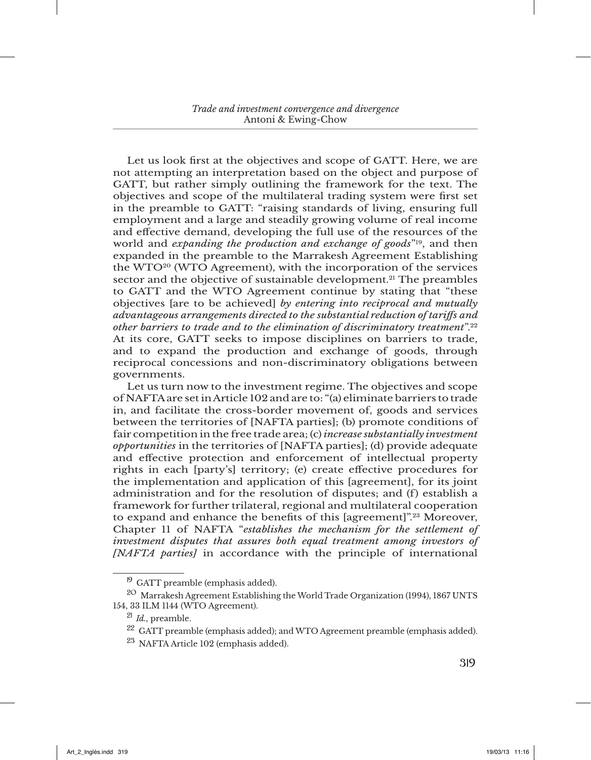Let us look first at the objectives and scope of GATT. Here, we are not attempting an interpretation based on the object and purpose of GATT, but rather simply outlining the framework for the text. The objectives and scope of the multilateral trading system were first set in the preamble to GATT: "raising standards of living, ensuring full employment and a large and steadily growing volume of real income and effective demand, developing the full use of the resources of the world and *expanding the production and exchange of goods*"[19], and then expanded in the preamble to the Marrakesh Agreement Establishing the WTO[20] (WTO Agreement), with the incorporation of the services sector and the objective of sustainable development.[21] The preambles to GATT and the WTO Agreement continue by stating that "these objectives [are to be achieved] *by entering into reciprocal and mutually advantageous arrangements directed to the substantial reduction of tariffs and other barriers to trade and to the elimination of discriminatory treatment*".[22] At its core, GATT seeks to impose disciplines on barriers to trade, and to expand the production and exchange of goods, through reciprocal concessions and non-discriminatory obligations between governments.

Let us turn now to the investment regime. The objectives and scope of NAFTA are set in Article 102 and are to: "(a) eliminate barriers to trade in, and facilitate the cross-border movement of, goods and services between the territories of [NAFTA parties]; (b) promote conditions of fair competition in the free trade area; (c) *increase substantially investment opportunities* in the territories of [NAFTA parties]; (d) provide adequate and effective protection and enforcement of intellectual property rights in each [party's] territory; (e) create effective procedures for the implementation and application of this [agreement], for its joint administration and for the resolution of disputes; and (f) establish a framework for further trilateral, regional and multilateral cooperation to expand and enhance the benefits of this [agreement]".[23] Moreover, Chapter 11 of NAFTA "*establishes the mechanism for the settlement of investment disputes that assures both equal treatment among investors of [NAFTA parties]* in accordance with the principle of international

---

[19] GATT preamble (emphasis added).

[20] Marrakesh Agreement Establishing the World Trade Organization (1994), 1867 UNTS 154, 33 ILM 1144 (WTO Agreement).

[21] *Id.*, preamble.

[22] GATT preamble (emphasis added); and WTO Agreement preamble (emphasis added).

[23] NAFTA Article 102 (emphasis added).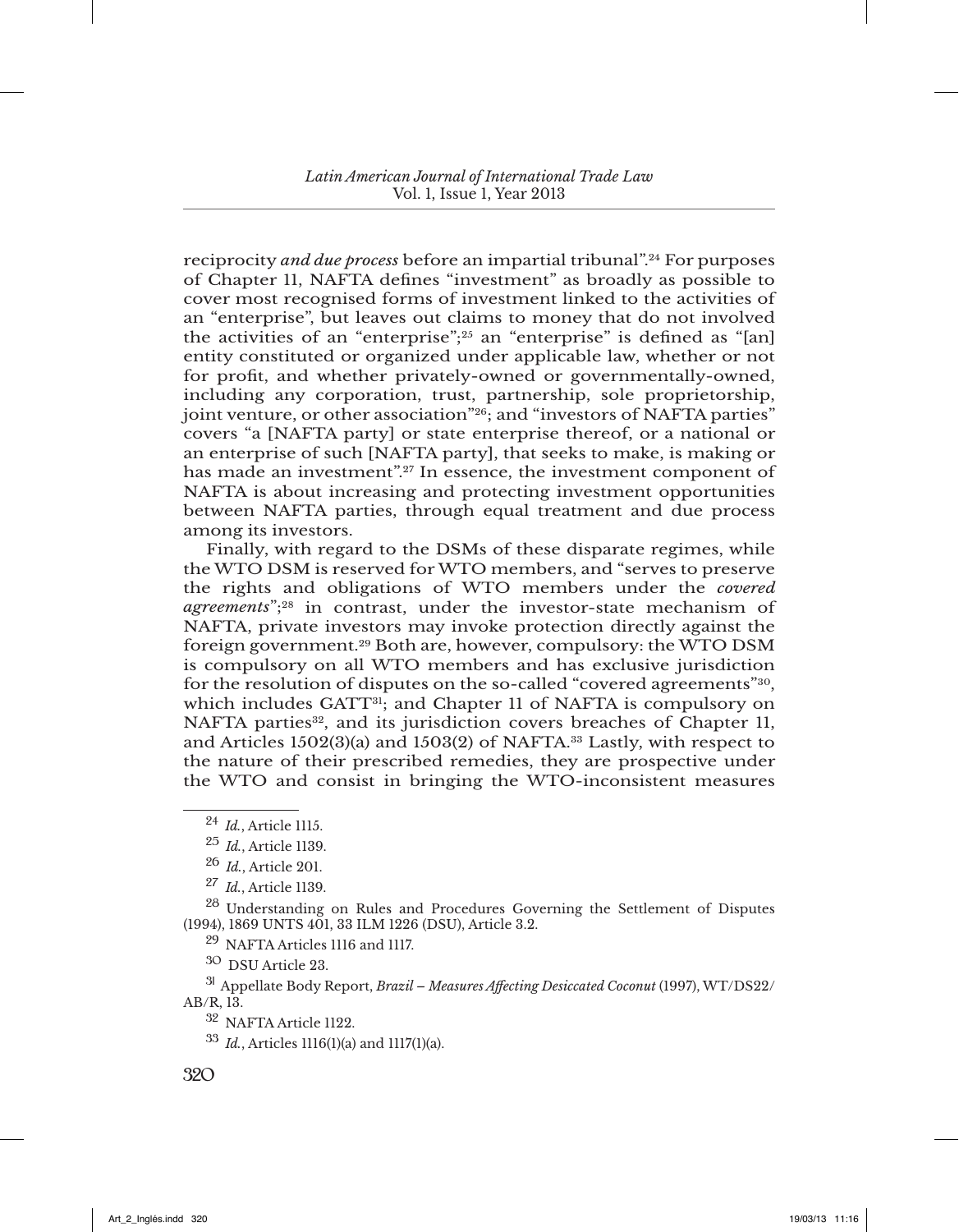reciprocity *and due process* before an impartial tribunal".[24] For purposes of Chapter 11, NAFTA defines "investment" as broadly as possible to cover most recognised forms of investment linked to the activities of an "enterprise", but leaves out claims to money that do not involved the activities of an "enterprise";[25] an "enterprise" is defined as "[an] entity constituted or organized under applicable law, whether or not for profit, and whether privately-owned or governmentally-owned, including any corporation, trust, partnership, sole proprietorship, joint venture, or other association"[26]; and "investors of NAFTA parties" covers "a [NAFTA party] or state enterprise thereof, or a national or an enterprise of such [NAFTA party], that seeks to make, is making or has made an investment".[27] In essence, the investment component of NAFTA is about increasing and protecting investment opportunities between NAFTA parties, through equal treatment and due process among its investors.

Finally, with regard to the DSMs of these disparate regimes, while the WTO DSM is reserved for WTO members, and "serves to preserve the rights and obligations of WTO members under the *covered agreements*";[28] in contrast, under the investor-state mechanism of NAFTA, private investors may invoke protection directly against the foreign government.[29] Both are, however, compulsory: the WTO DSM is compulsory on all WTO members and has exclusive jurisdiction for the resolution of disputes on the so-called "covered agreements"[30], which includes GATT[31]; and Chapter 11 of NAFTA is compulsory on NAFTA parties[32], and its jurisdiction covers breaches of Chapter 11, and Articles 1502(3)(a) and 1503(2) of NAFTA.[33] Lastly, with respect to the nature of their prescribed remedies, they are prospective under the WTO and consist in bringing the WTO-inconsistent measures

---

[24] *Id.*, Article 1115.

[25] *Id.*, Article 1139.

[26] *Id.*, Article 201.

[27] *Id.*, Article 1139.

[28] Understanding on Rules and Procedures Governing the Settlement of Disputes (1994), 1869 UNTS 401, 33 ILM 1226 (DSU), Article 3.2.

[29] NAFTA Articles 1116 and 1117.

[30] DSU Article 23.

[31] Appellate Body Report, *Brazil – Measures Affecting Desiccated Coconut* (1997), WT/DS22/AB/R, 13.

[32] NAFTA Article 1122.

[33] *Id.*, Articles 1116(1)(a) and 1117(1)(a).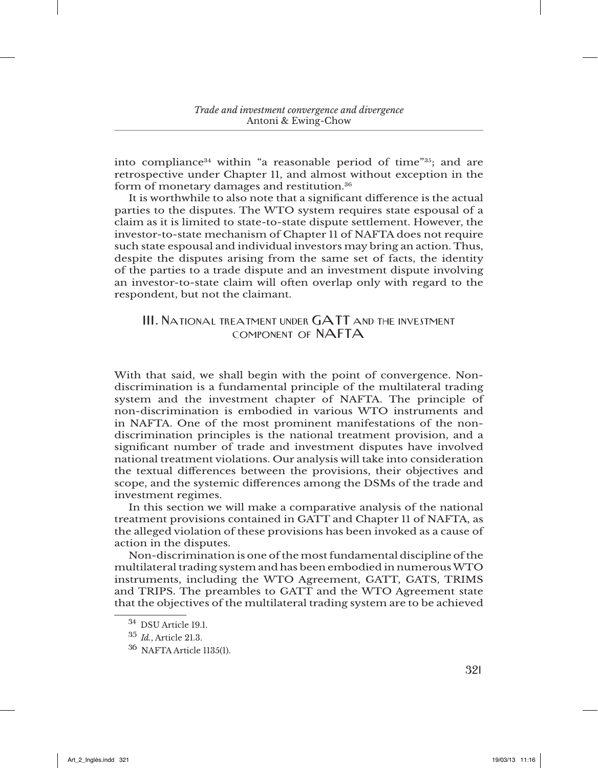into compliance[34] within "a reasonable period of time"[35]; and are retrospective under Chapter 11, and almost without exception in the form of monetary damages and restitution.[36]

It is worthwhile to also note that a significant difference is the actual parties to the disputes. The WTO system requires state espousal of a claim as it is limited to state-to-state dispute settlement. However, the investor-to-state mechanism of Chapter 11 of NAFTA does not require such state espousal and individual investors may bring an action. Thus, despite the disputes arising from the same set of facts, the identity of the parties to a trade dispute and an investment dispute involving an investor-to-state claim will often overlap only with regard to the respondent, but not the claimant.

## III. National treatment under GATT and the investment component of NAFTA

With that said, we shall begin with the point of convergence. Non-discrimination is a fundamental principle of the multilateral trading system and the investment chapter of NAFTA. The principle of non-discrimination is embodied in various WTO instruments and in NAFTA. One of the most prominent manifestations of the non-discrimination principles is the national treatment provision, and a significant number of trade and investment disputes have involved national treatment violations. Our analysis will take into consideration the textual differences between the provisions, their objectives and scope, and the systemic differences among the DSMs of the trade and investment regimes.

In this section we will make a comparative analysis of the national treatment provisions contained in GATT and Chapter 11 of NAFTA, as the alleged violation of these provisions has been invoked as a cause of action in the disputes.

Non-discrimination is one of the most fundamental discipline of the multilateral trading system and has been embodied in numerous WTO instruments, including the WTO Agreement, GATT, GATS, TRIMS and TRIPS. The preambles to GATT and the WTO Agreement state that the objectives of the multilateral trading system are to be achieved

---

[34] DSU Article 19.1.

[35] *Id.*, Article 21.3.

[36] NAFTA Article 1135(1).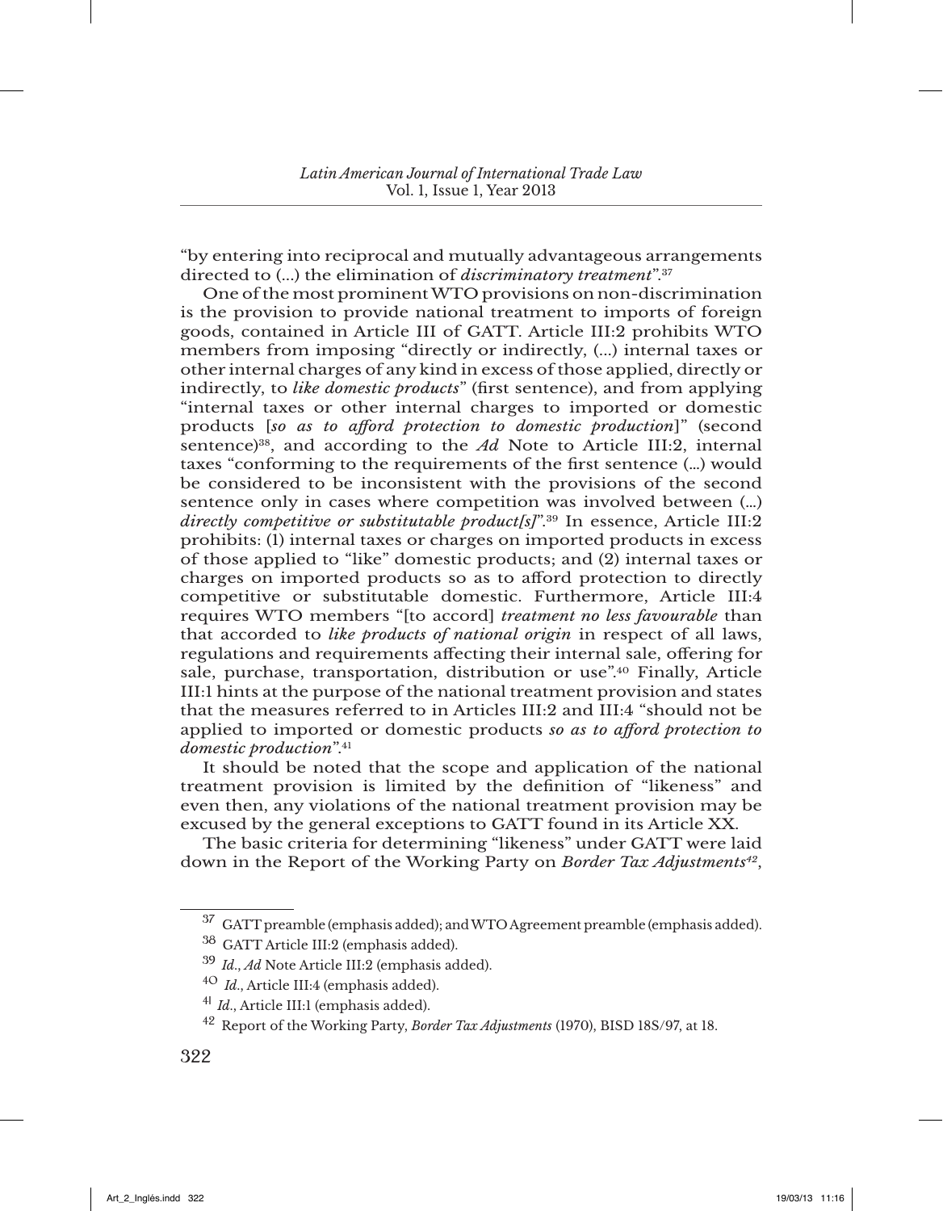"by entering into reciprocal and mutually advantageous arrangements directed to (...) the elimination of *discriminatory treatment*".[37]

One of the most prominent WTO provisions on non-discrimination is the provision to provide national treatment to imports of foreign goods, contained in Article III of GATT. Article III:2 prohibits WTO members from imposing "directly or indirectly, (...) internal taxes or other internal charges of any kind in excess of those applied, directly or indirectly, to *like domestic products*" (first sentence), and from applying "internal taxes or other internal charges to imported or domestic products [*so as to afford protection to domestic production*]" (second sentence)[38], and according to the *Ad* Note to Article III:2, internal taxes "conforming to the requirements of the first sentence (...) would be considered to be inconsistent with the provisions of the second sentence only in cases where competition was involved between (...) *directly competitive or substitutable product[s]*".[39] In essence, Article III:2 prohibits: (1) internal taxes or charges on imported products in excess of those applied to "like" domestic products; and (2) internal taxes or charges on imported products so as to afford protection to directly competitive or substitutable domestic. Furthermore, Article III:4 requires WTO members "[to accord] *treatment no less favourable* than that accorded to *like products of national origin* in respect of all laws, regulations and requirements affecting their internal sale, offering for sale, purchase, transportation, distribution or use".[40] Finally, Article III:1 hints at the purpose of the national treatment provision and states that the measures referred to in Articles III:2 and III:4 "should not be applied to imported or domestic products *so as to afford protection to domestic production*".[41]

It should be noted that the scope and application of the national treatment provision is limited by the definition of "likeness" and even then, any violations of the national treatment provision may be excused by the general exceptions to GATT found in its Article XX.

The basic criteria for determining "likeness" under GATT were laid down in the Report of the Working Party on *Border Tax Adjustments*[42],

---

[37] GATT preamble (emphasis added); and WTO Agreement preamble (emphasis added).

[38] GATT Article III:2 (emphasis added).

[39] *Id.*, *Ad* Note Article III:2 (emphasis added).

[40] *Id.*, Article III:4 (emphasis added).

[41] *Id.*, Article III:1 (emphasis added).

[42] Report of the Working Party, *Border Tax Adjustments* (1970), BISD 18S/97, at 18.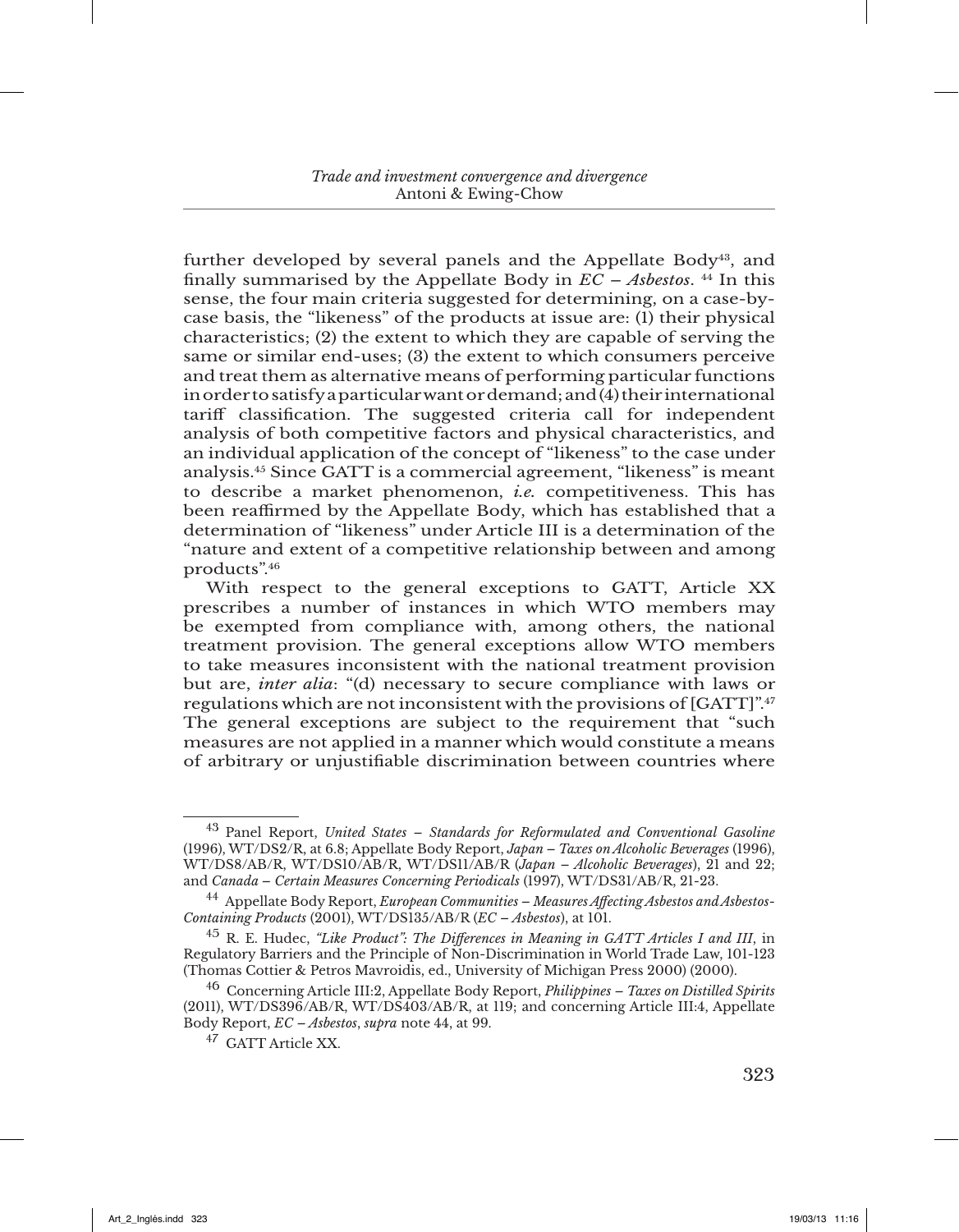further developed by several panels and the Appellate Body[43], and finally summarised by the Appellate Body in *EC – Asbestos*. [44] In this sense, the four main criteria suggested for determining, on a case-by-case basis, the "likeness" of the products at issue are: (1) their physical characteristics; (2) the extent to which they are capable of serving the same or similar end-uses; (3) the extent to which consumers perceive and treat them as alternative means of performing particular functions in order to satisfy a particular want or demand; and (4) their international tariff classification. The suggested criteria call for independent analysis of both competitive factors and physical characteristics, and an individual application of the concept of "likeness" to the case under analysis.[45] Since GATT is a commercial agreement, "likeness" is meant to describe a market phenomenon, *i.e.* competitiveness. This has been reaffirmed by the Appellate Body, which has established that a determination of "likeness" under Article III is a determination of the "nature and extent of a competitive relationship between and among products".[46]

With respect to the general exceptions to GATT, Article XX prescribes a number of instances in which WTO members may be exempted from compliance with, among others, the national treatment provision. The general exceptions allow WTO members to take measures inconsistent with the national treatment provision but are, *inter alia*: "(d) necessary to secure compliance with laws or regulations which are not inconsistent with the provisions of [GATT]".[47] The general exceptions are subject to the requirement that "such measures are not applied in a manner which would constitute a means of arbitrary or unjustifiable discrimination between countries where

---

[43] Panel Report, *United States – Standards for Reformulated and Conventional Gasoline* (1996), WT/DS2/R, at 6.8; Appellate Body Report, *Japan – Taxes on Alcoholic Beverages* (1996), WT/DS8/AB/R, WT/DS10/AB/R, WT/DS11/AB/R (*Japan – Alcoholic Beverages*), 21 and 22; and *Canada – Certain Measures Concerning Periodicals* (1997), WT/DS31/AB/R, 21-23.

[44] Appellate Body Report, *European Communities – Measures Affecting Asbestos and Asbestos-Containing Products* (2001), WT/DS135/AB/R (*EC – Asbestos*), at 101.

[45] R. E. Hudec, *"Like Product": The Differences in Meaning in GATT Articles I and III,* in Regulatory Barriers and the Principle of Non-Discrimination in World Trade Law, 101-123 (Thomas Cottier & Petros Mavroidis, ed., University of Michigan Press 2000) (2000).

[46] Concerning Article III:2, Appellate Body Report, *Philippines – Taxes on Distilled Spirits* (2011), WT/DS396/AB/R, WT/DS403/AB/R, at 119; and concerning Article III:4, Appellate Body Report, *EC – Asbestos*, *supra* note 44, at 99.

[47] GATT Article XX.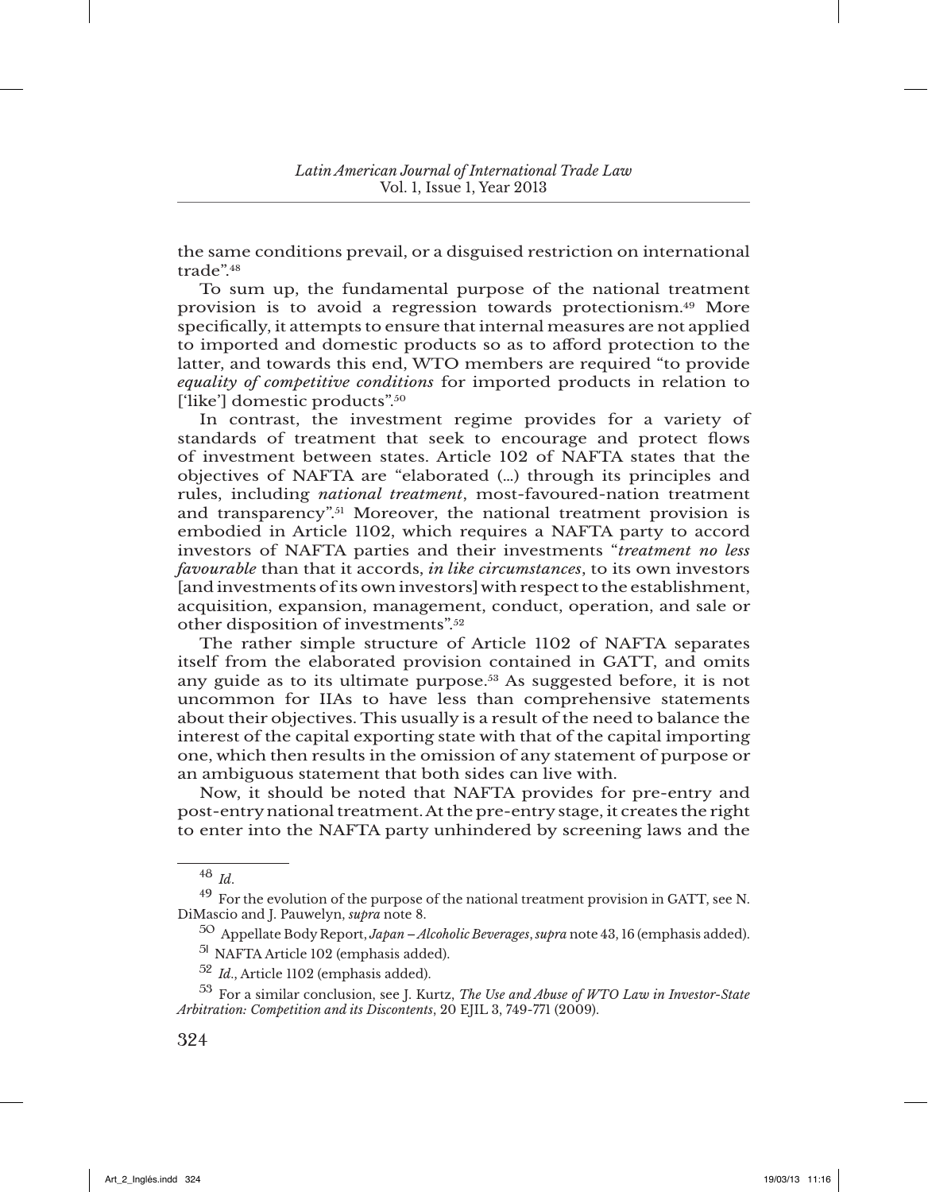the same conditions prevail, or a disguised restriction on international trade".[48]

To sum up, the fundamental purpose of the national treatment provision is to avoid a regression towards protectionism.[49] More specifically, it attempts to ensure that internal measures are not applied to imported and domestic products so as to afford protection to the latter, and towards this end, WTO members are required "to provide *equality of competitive conditions* for imported products in relation to ['like'] domestic products".[50]

In contrast, the investment regime provides for a variety of standards of treatment that seek to encourage and protect flows of investment between states. Article 102 of NAFTA states that the objectives of NAFTA are "elaborated (...) through its principles and rules, including *national treatment*, most-favoured-nation treatment and transparency".[51] Moreover, the national treatment provision is embodied in Article 1102, which requires a NAFTA party to accord investors of NAFTA parties and their investments "*treatment no less favourable* than that it accords, *in like circumstances*, to its own investors [and investments of its own investors] with respect to the establishment, acquisition, expansion, management, conduct, operation, and sale or other disposition of investments".[52]

The rather simple structure of Article 1102 of NAFTA separates itself from the elaborated provision contained in GATT, and omits any guide as to its ultimate purpose.[53] As suggested before, it is not uncommon for IIAs to have less than comprehensive statements about their objectives. This usually is a result of the need to balance the interest of the capital exporting state with that of the capital importing one, which then results in the omission of any statement of purpose or an ambiguous statement that both sides can live with.

Now, it should be noted that NAFTA provides for pre-entry and post-entry national treatment. At the pre-entry stage, it creates the right to enter into the NAFTA party unhindered by screening laws and the

---

[48] *Id*.

[49] For the evolution of the purpose of the national treatment provision in GATT, see N. DiMascio and J. Pauwelyn, *supra* note 8.

[50] Appellate Body Report, *Japan – Alcoholic Beverages*, *supra* note 43, 16 (emphasis added).

[51] NAFTA Article 102 (emphasis added).

[52] *Id.*, Article 1102 (emphasis added).

[53] For a similar conclusion, see J. Kurtz, *The Use and Abuse of WTO Law in Investor-State Arbitration: Competition and its Discontents*, 20 EJIL 3, 749-771 (2009).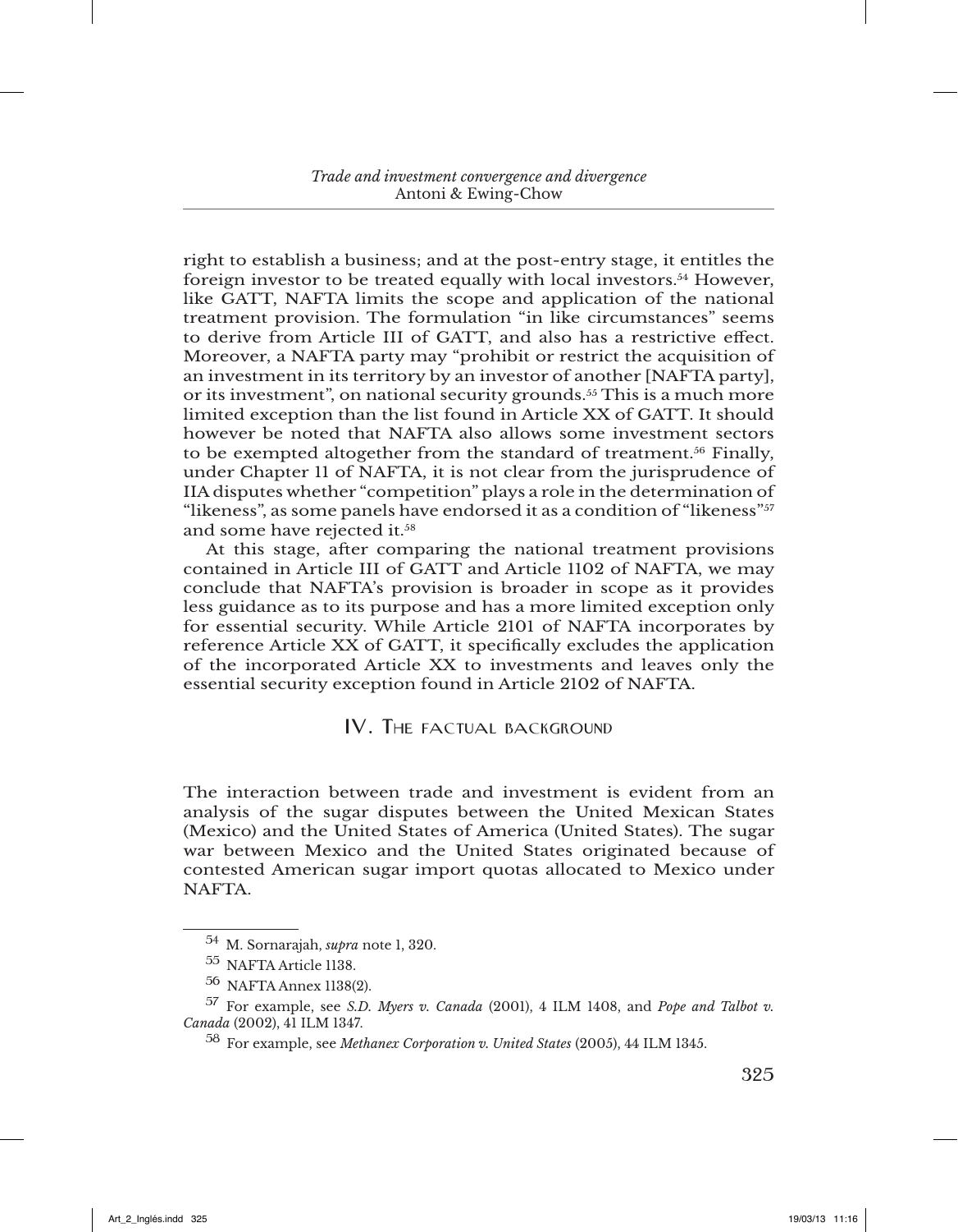right to establish a business; and at the post-entry stage, it entitles the foreign investor to be treated equally with local investors.[54] However, like GATT, NAFTA limits the scope and application of the national treatment provision. The formulation "in like circumstances" seems to derive from Article III of GATT, and also has a restrictive effect. Moreover, a NAFTA party may "prohibit or restrict the acquisition of an investment in its territory by an investor of another [NAFTA party], or its investment", on national security grounds.[55] This is a much more limited exception than the list found in Article XX of GATT. It should however be noted that NAFTA also allows some investment sectors to be exempted altogether from the standard of treatment.[56] Finally, under Chapter 11 of NAFTA, it is not clear from the jurisprudence of IIA disputes whether "competition" plays a role in the determination of "likeness", as some panels have endorsed it as a condition of "likeness"[57] and some have rejected it.[58]

At this stage, after comparing the national treatment provisions contained in Article III of GATT and Article 1102 of NAFTA, we may conclude that NAFTA's provision is broader in scope as it provides less guidance as to its purpose and has a more limited exception only for essential security. While Article 2101 of NAFTA incorporates by reference Article XX of GATT, it specifically excludes the application of the incorporated Article XX to investments and leaves only the essential security exception found in Article 2102 of NAFTA.

## IV. The factual background

The interaction between trade and investment is evident from an analysis of the sugar disputes between the United Mexican States (Mexico) and the United States of America (United States). The sugar war between Mexico and the United States originated because of contested American sugar import quotas allocated to Mexico under NAFTA.

---

[54] M. Sornarajah, *supra* note 1, 320.

[55] NAFTA Article 1138.

[56] NAFTA Annex 1138(2).

[57] For example, see *S.D. Myers v. Canada* (2001), 4 ILM 1408, and *Pope and Talbot v. Canada* (2002), 41 ILM 1347.

[58] For example, see *Methanex Corporation v. United States* (2005), 44 ILM 1345.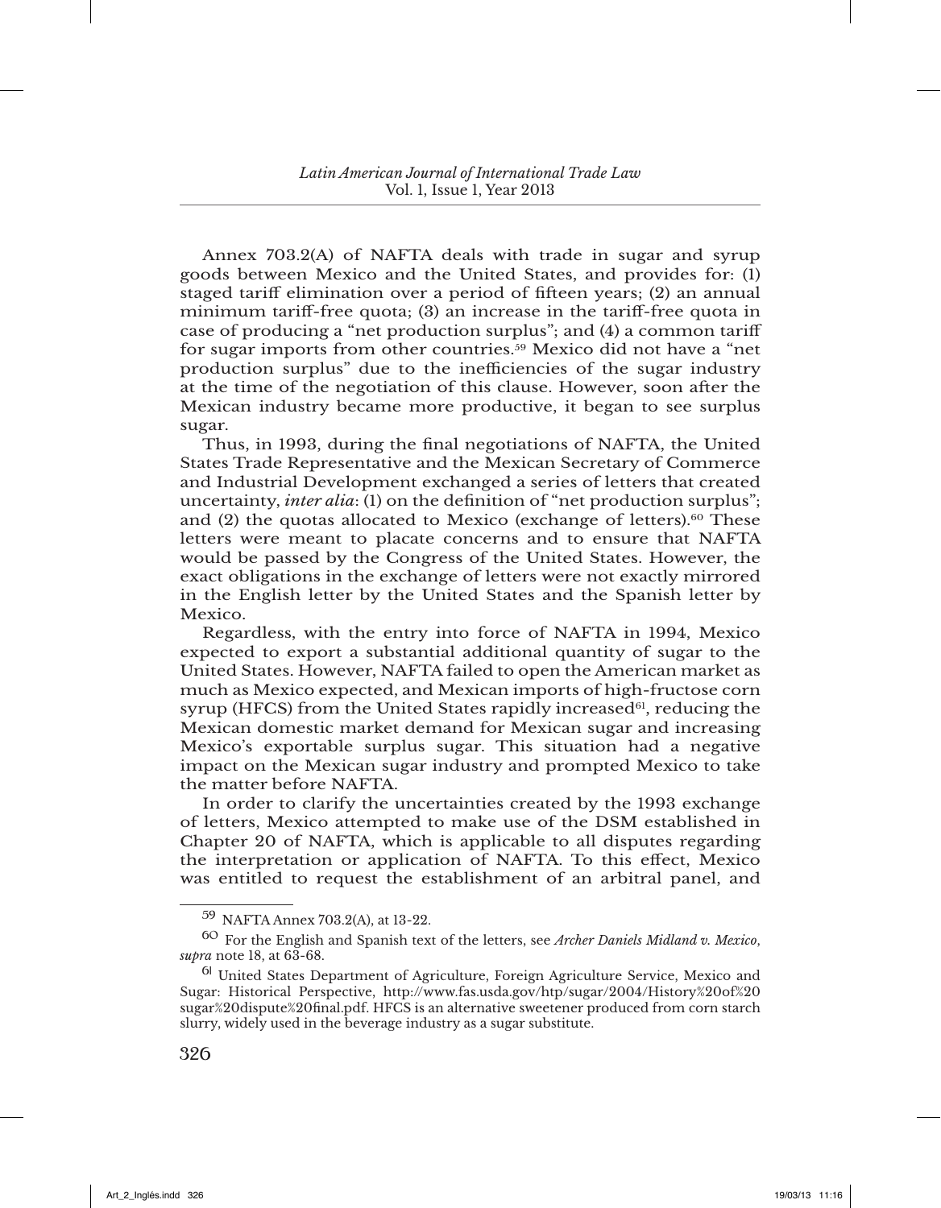Annex 703.2(A) of NAFTA deals with trade in sugar and syrup goods between Mexico and the United States, and provides for: (1) staged tariff elimination over a period of fifteen years; (2) an annual minimum tariff-free quota; (3) an increase in the tariff-free quota in case of producing a "net production surplus"; and (4) a common tariff for sugar imports from other countries.[59] Mexico did not have a "net production surplus" due to the inefficiencies of the sugar industry at the time of the negotiation of this clause. However, soon after the Mexican industry became more productive, it began to see surplus sugar.

Thus, in 1993, during the final negotiations of NAFTA, the United States Trade Representative and the Mexican Secretary of Commerce and Industrial Development exchanged a series of letters that created uncertainty, *inter alia*: (1) on the definition of "net production surplus"; and (2) the quotas allocated to Mexico (exchange of letters).[60] These letters were meant to placate concerns and to ensure that NAFTA would be passed by the Congress of the United States. However, the exact obligations in the exchange of letters were not exactly mirrored in the English letter by the United States and the Spanish letter by Mexico.

Regardless, with the entry into force of NAFTA in 1994, Mexico expected to export a substantial additional quantity of sugar to the United States. However, NAFTA failed to open the American market as much as Mexico expected, and Mexican imports of high-fructose corn syrup (HFCS) from the United States rapidly increased[61], reducing the Mexican domestic market demand for Mexican sugar and increasing Mexico's exportable surplus sugar. This situation had a negative impact on the Mexican sugar industry and prompted Mexico to take the matter before NAFTA.

In order to clarify the uncertainties created by the 1993 exchange of letters, Mexico attempted to make use of the DSM established in Chapter 20 of NAFTA, which is applicable to all disputes regarding the interpretation or application of NAFTA. To this effect, Mexico was entitled to request the establishment of an arbitral panel, and

---

[59] NAFTA Annex 703.2(A), at 13-22.

[60] For the English and Spanish text of the letters, see *Archer Daniels Midland v. Mexico*, *supra* note 18, at 63-68.

[61] United States Department of Agriculture, Foreign Agriculture Service, Mexico and Sugar: Historical Perspective, http://www.fas.usda.gov/htp/sugar/2004/History%20of%20sugar%20dispute%20final.pdf. HFCS is an alternative sweetener produced from corn starch slurry, widely used in the beverage industry as a sugar substitute.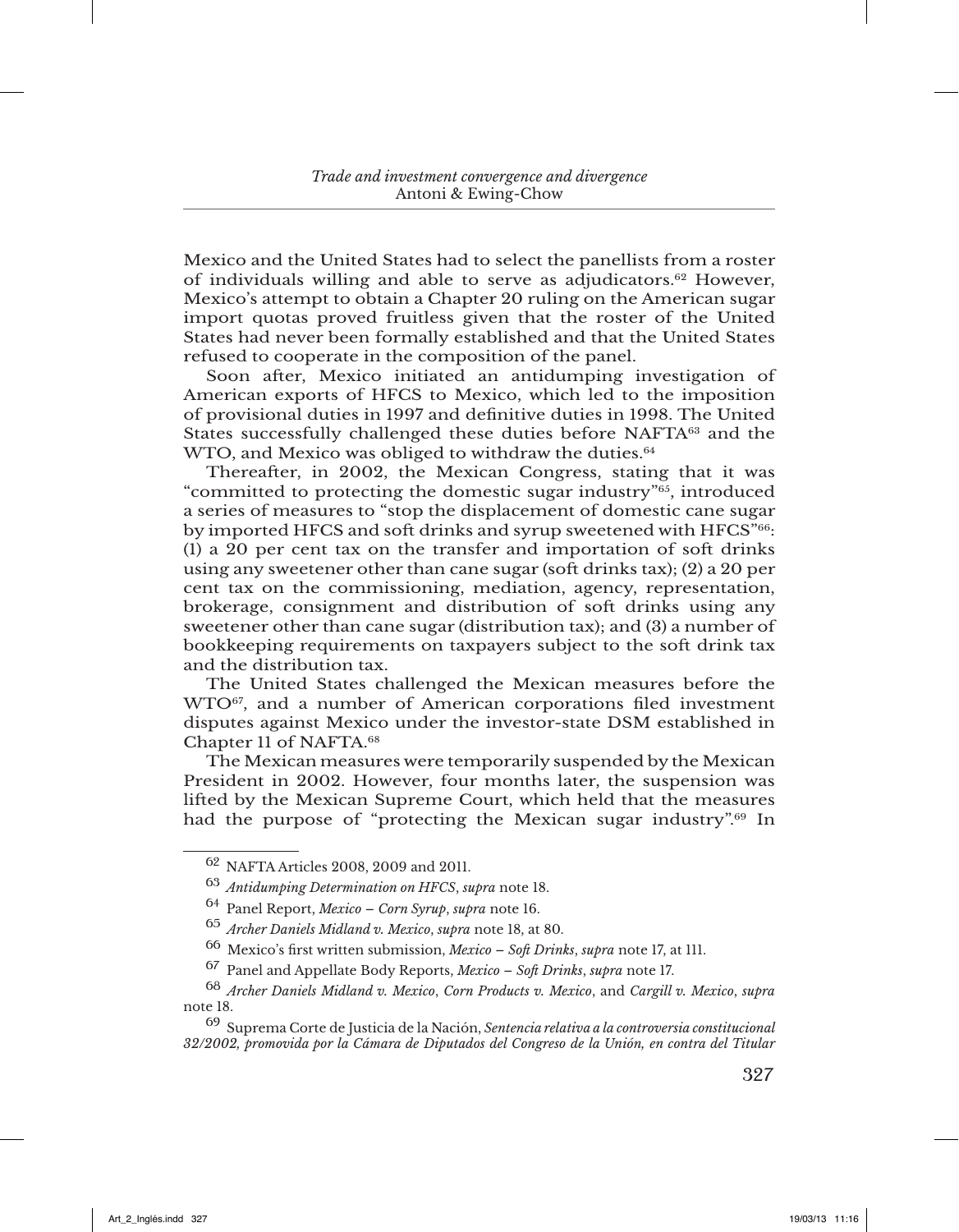Mexico and the United States had to select the panellists from a roster of individuals willing and able to serve as adjudicators.[62] However, Mexico's attempt to obtain a Chapter 20 ruling on the American sugar import quotas proved fruitless given that the roster of the United States had never been formally established and that the United States refused to cooperate in the composition of the panel.

Soon after, Mexico initiated an antidumping investigation of American exports of HFCS to Mexico, which led to the imposition of provisional duties in 1997 and definitive duties in 1998. The United States successfully challenged these duties before NAFTA[63] and the WTO, and Mexico was obliged to withdraw the duties.[64]

Thereafter, in 2002, the Mexican Congress, stating that it was "committed to protecting the domestic sugar industry"[65], introduced a series of measures to "stop the displacement of domestic cane sugar by imported HFCS and soft drinks and syrup sweetened with HFCS"[66]: (1) a 20 per cent tax on the transfer and importation of soft drinks using any sweetener other than cane sugar (soft drinks tax); (2) a 20 per cent tax on the commissioning, mediation, agency, representation, brokerage, consignment and distribution of soft drinks using any sweetener other than cane sugar (distribution tax); and (3) a number of bookkeeping requirements on taxpayers subject to the soft drink tax and the distribution tax.

The United States challenged the Mexican measures before the WTO[67], and a number of American corporations filed investment disputes against Mexico under the investor-state DSM established in Chapter 11 of NAFTA.[68]

The Mexican measures were temporarily suspended by the Mexican President in 2002. However, four months later, the suspension was lifted by the Mexican Supreme Court, which held that the measures had the purpose of "protecting the Mexican sugar industry".[69] In

---

[62] NAFTA Articles 2008, 2009 and 2011.

[63] *Antidumping Determination on HFCS*, *supra* note 18.

[64] Panel Report, *Mexico – Corn Syrup*, *supra* note 16.

[65] *Archer Daniels Midland v. Mexico*, *supra* note 18, at 80.

[66] Mexico's first written submission, *Mexico – Soft Drinks*, *supra* note 17, at 111.

[67] Panel and Appellate Body Reports, *Mexico – Soft Drinks*, *supra* note 17.

[68] *Archer Daniels Midland v. Mexico*, *Corn Products v. Mexico*, and *Cargill v. Mexico*, *supra* note 18.

[69] Suprema Corte de Justicia de la Nación, *Sentencia relativa a la controversia constitucional 32/2002, promovida por la Cámara de Diputados del Congreso de la Unión, en contra del Titular*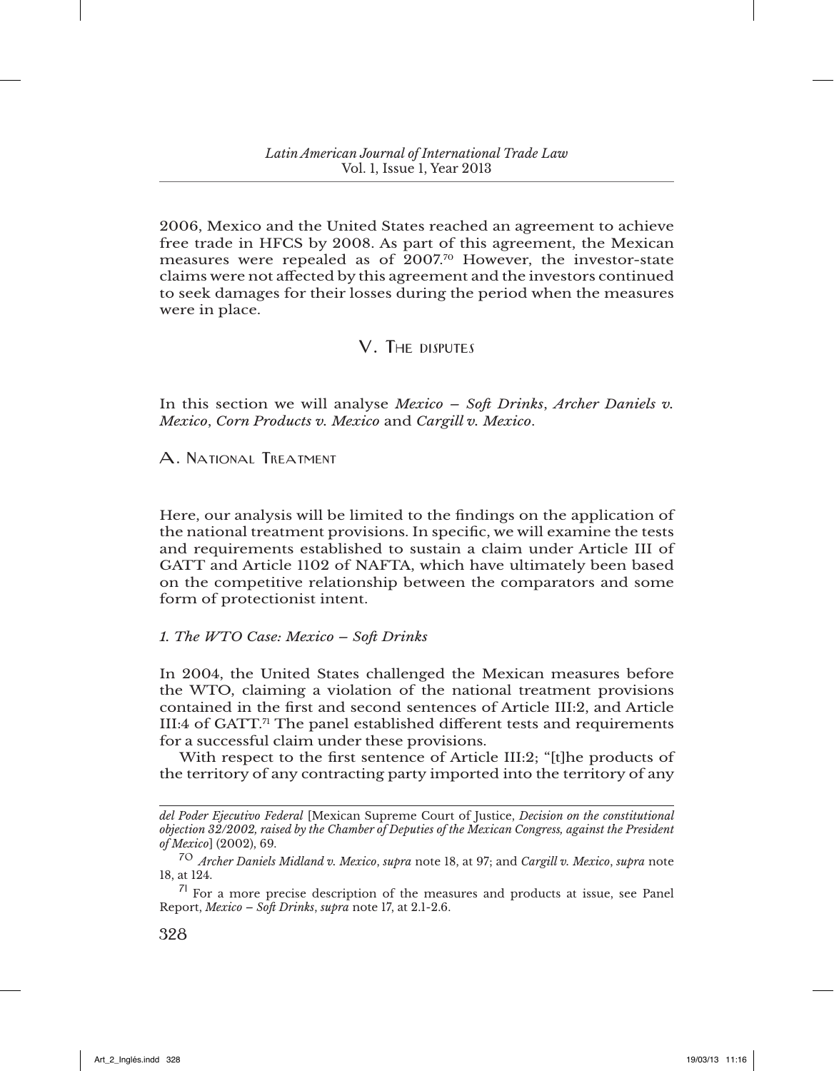2006, Mexico and the United States reached an agreement to achieve free trade in HFCS by 2008. As part of this agreement, the Mexican measures were repealed as of 2007.[70] However, the investor-state claims were not affected by this agreement and the investors continued to seek damages for their losses during the period when the measures were in place.

## V. The disputes

In this section we will analyse *Mexico – Soft Drinks*, *Archer Daniels v. Mexico*, *Corn Products v. Mexico* and *Cargill v. Mexico*.

### A. National Treatment

Here, our analysis will be limited to the findings on the application of the national treatment provisions. In specific, we will examine the tests and requirements established to sustain a claim under Article III of GATT and Article 1102 of NAFTA, which have ultimately been based on the competitive relationship between the comparators and some form of protectionist intent.

#### *1. The WTO Case: Mexico – Soft Drinks*

In 2004, the United States challenged the Mexican measures before the WTO, claiming a violation of the national treatment provisions contained in the first and second sentences of Article III:2, and Article III:4 of GATT.[71] The panel established different tests and requirements for a successful claim under these provisions.

With respect to the first sentence of Article III:2; "[t]he products of the territory of any contracting party imported into the territory of any

---

*del Poder Ejecutivo Federal* [Mexican Supreme Court of Justice, *Decision on the constitutional objection 32/2002, raised by the Chamber of Deputies of the Mexican Congress, against the President of Mexico*] (2002), 69.

[70] *Archer Daniels Midland v. Mexico*, *supra* note 18, at 97; and *Cargill v. Mexico*, *supra* note 18, at 124.

[71] For a more precise description of the measures and products at issue, see Panel Report, *Mexico – Soft Drinks*, *supra* note 17, at 2.1-2.6.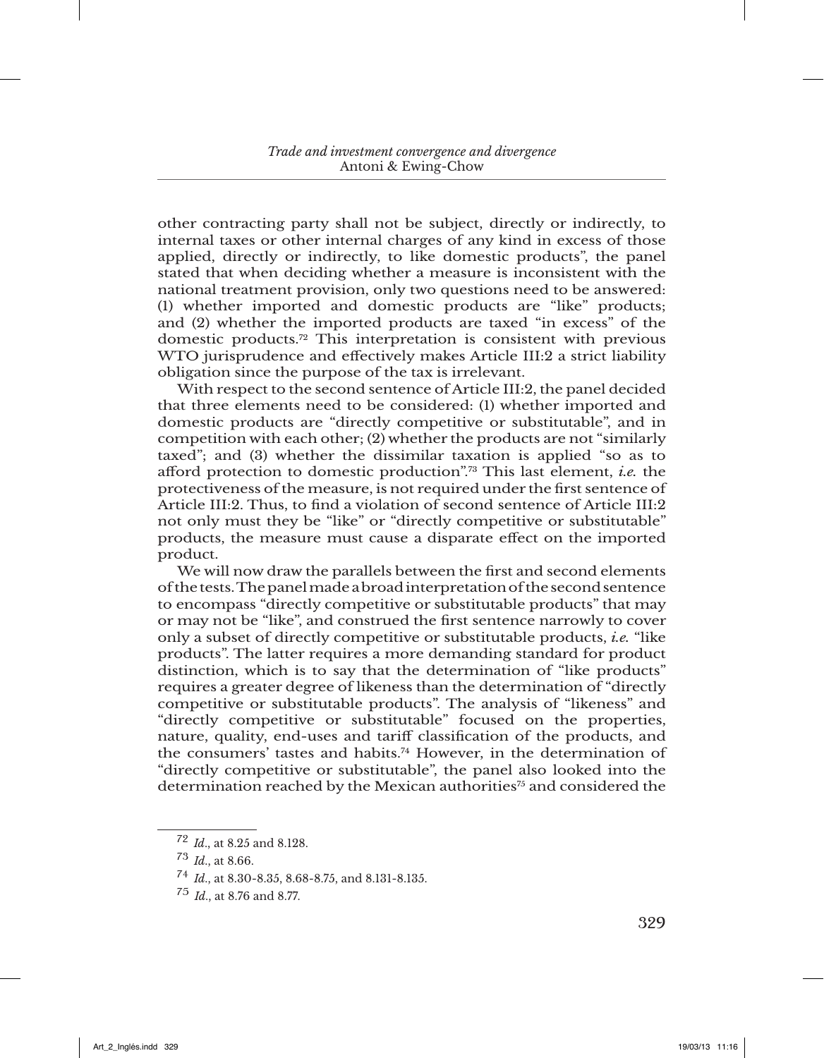other contracting party shall not be subject, directly or indirectly, to internal taxes or other internal charges of any kind in excess of those applied, directly or indirectly, to like domestic products", the panel stated that when deciding whether a measure is inconsistent with the national treatment provision, only two questions need to be answered: (1) whether imported and domestic products are "like" products; and (2) whether the imported products are taxed "in excess" of the domestic products.[72] This interpretation is consistent with previous WTO jurisprudence and effectively makes Article III:2 a strict liability obligation since the purpose of the tax is irrelevant.

With respect to the second sentence of Article III:2, the panel decided that three elements need to be considered: (1) whether imported and domestic products are "directly competitive or substitutable", and in competition with each other; (2) whether the products are not "similarly taxed"; and (3) whether the dissimilar taxation is applied "so as to afford protection to domestic production".[73] This last element, *i.e.* the protectiveness of the measure, is not required under the first sentence of Article III:2. Thus, to find a violation of second sentence of Article III:2 not only must they be "like" or "directly competitive or substitutable" products, the measure must cause a disparate effect on the imported product.

We will now draw the parallels between the first and second elements of the tests. The panel made a broad interpretation of the second sentence to encompass "directly competitive or substitutable products" that may or may not be "like", and construed the first sentence narrowly to cover only a subset of directly competitive or substitutable products, *i.e.* "like products". The latter requires a more demanding standard for product distinction, which is to say that the determination of "like products" requires a greater degree of likeness than the determination of "directly competitive or substitutable products". The analysis of "likeness" and "directly competitive or substitutable" focused on the properties, nature, quality, end-uses and tariff classification of the products, and the consumers' tastes and habits.[74] However, in the determination of "directly competitive or substitutable", the panel also looked into the determination reached by the Mexican authorities[75] and considered the

---

[72] *Id.*, at 8.25 and 8.128.

[73] *Id.*, at 8.66.

[74] *Id.*, at 8.30-8.35, 8.68-8.75, and 8.131-8.135.

[75] *Id.*, at 8.76 and 8.77.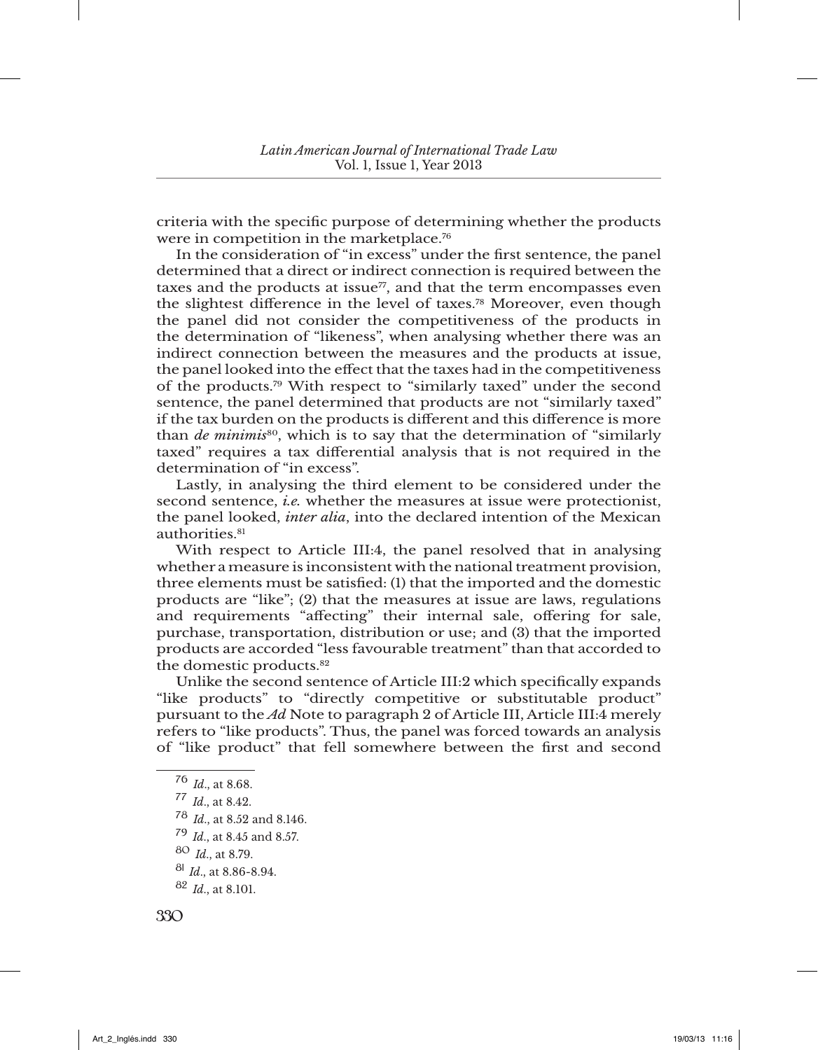criteria with the specific purpose of determining whether the products were in competition in the marketplace.[76]

In the consideration of "in excess" under the first sentence, the panel determined that a direct or indirect connection is required between the taxes and the products at issue[77], and that the term encompasses even the slightest difference in the level of taxes.[78] Moreover, even though the panel did not consider the competitiveness of the products in the determination of "likeness", when analysing whether there was an indirect connection between the measures and the products at issue, the panel looked into the effect that the taxes had in the competitiveness of the products.[79] With respect to "similarly taxed" under the second sentence, the panel determined that products are not "similarly taxed" if the tax burden on the products is different and this difference is more than *de minimis*[80], which is to say that the determination of "similarly taxed" requires a tax differential analysis that is not required in the determination of "in excess".

Lastly, in analysing the third element to be considered under the second sentence, *i.e.* whether the measures at issue were protectionist, the panel looked, *inter alia*, into the declared intention of the Mexican authorities.[81]

With respect to Article III:4, the panel resolved that in analysing whether a measure is inconsistent with the national treatment provision, three elements must be satisfied: (1) that the imported and the domestic products are "like"; (2) that the measures at issue are laws, regulations and requirements "affecting" their internal sale, offering for sale, purchase, transportation, distribution or use; and (3) that the imported products are accorded "less favourable treatment" than that accorded to the domestic products.[82]

Unlike the second sentence of Article III:2 which specifically expands "like products" to "directly competitive or substitutable product" pursuant to the *Ad* Note to paragraph 2 of Article III, Article III:4 merely refers to "like products". Thus, the panel was forced towards an analysis of "like product" that fell somewhere between the first and second

---

[76] *Id.*, at 8.68.

[77] *Id.*, at 8.42.

[78] *Id.*, at 8.52 and 8.146.

[79] *Id.*, at 8.45 and 8.57.

[80] *Id.*, at 8.79.

[81] *Id.*, at 8.86-8.94.

[82] *Id.*, at 8.101.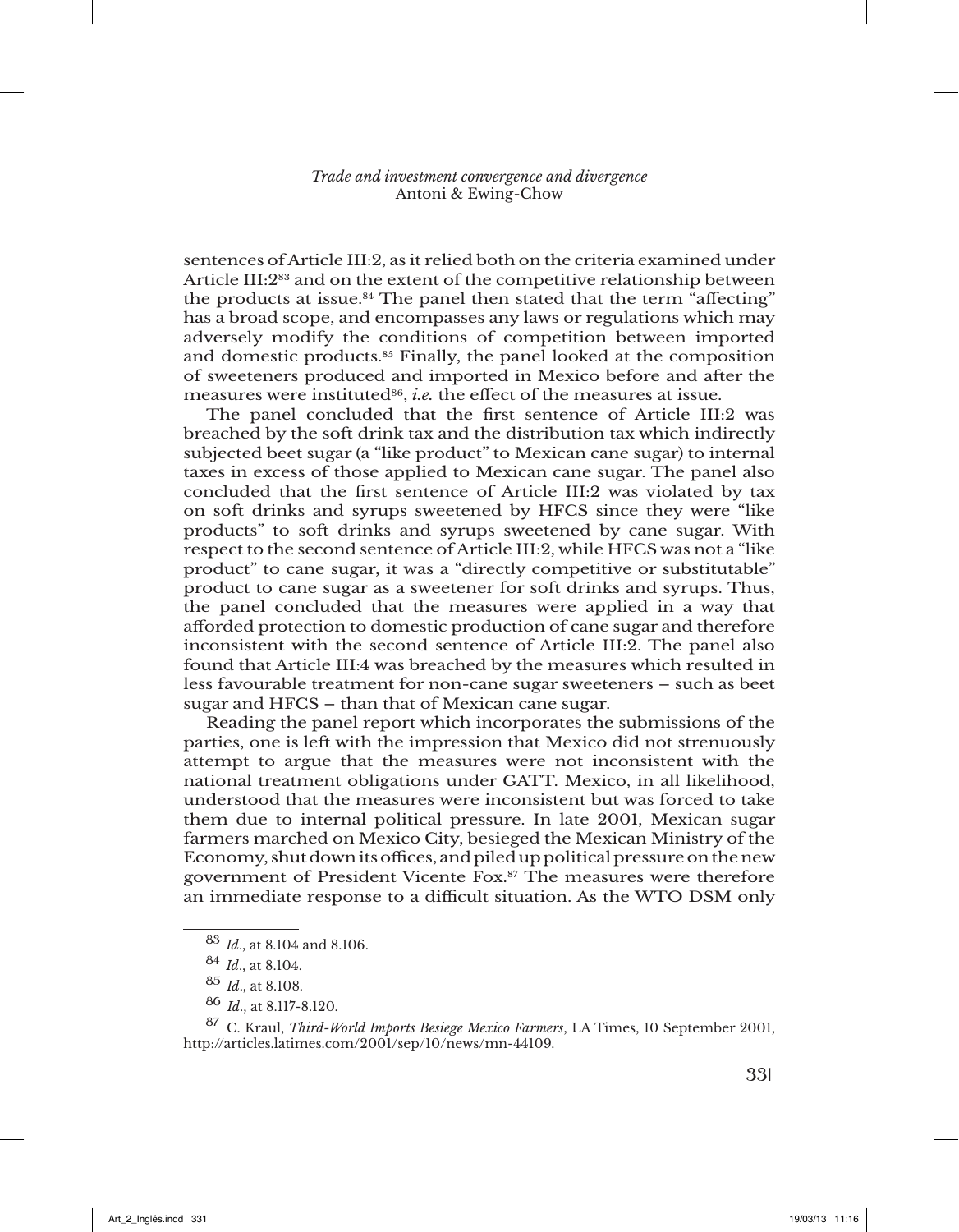sentences of Article III:2, as it relied both on the criteria examined under Article III:2[83] and on the extent of the competitive relationship between the products at issue.[84] The panel then stated that the term "affecting" has a broad scope, and encompasses any laws or regulations which may adversely modify the conditions of competition between imported and domestic products.[85] Finally, the panel looked at the composition of sweeteners produced and imported in Mexico before and after the measures were instituted[86], *i.e.* the effect of the measures at issue.

The panel concluded that the first sentence of Article III:2 was breached by the soft drink tax and the distribution tax which indirectly subjected beet sugar (a "like product" to Mexican cane sugar) to internal taxes in excess of those applied to Mexican cane sugar. The panel also concluded that the first sentence of Article III:2 was violated by tax on soft drinks and syrups sweetened by HFCS since they were "like products" to soft drinks and syrups sweetened by cane sugar. With respect to the second sentence of Article III:2, while HFCS was not a "like product" to cane sugar, it was a "directly competitive or substitutable" product to cane sugar as a sweetener for soft drinks and syrups. Thus, the panel concluded that the measures were applied in a way that afforded protection to domestic production of cane sugar and therefore inconsistent with the second sentence of Article III:2. The panel also found that Article III:4 was breached by the measures which resulted in less favourable treatment for non-cane sugar sweeteners – such as beet sugar and HFCS – than that of Mexican cane sugar.

Reading the panel report which incorporates the submissions of the parties, one is left with the impression that Mexico did not strenuously attempt to argue that the measures were not inconsistent with the national treatment obligations under GATT. Mexico, in all likelihood, understood that the measures were inconsistent but was forced to take them due to internal political pressure. In late 2001, Mexican sugar farmers marched on Mexico City, besieged the Mexican Ministry of the Economy, shut down its offices, and piled up political pressure on the new government of President Vicente Fox.[87] The measures were therefore an immediate response to a difficult situation. As the WTO DSM only

---

[83] *Id*., at 8.104 and 8.106.

[84] *Id*., at 8.104.

[85] *Id*., at 8.108.

[86] *Id*., at 8.117-8.120.

[87] C. Kraul, *Third-World Imports Besiege Mexico Farmers*, LA Times, 10 September 2001, http://articles.latimes.com/2001/sep/10/news/mn-44109.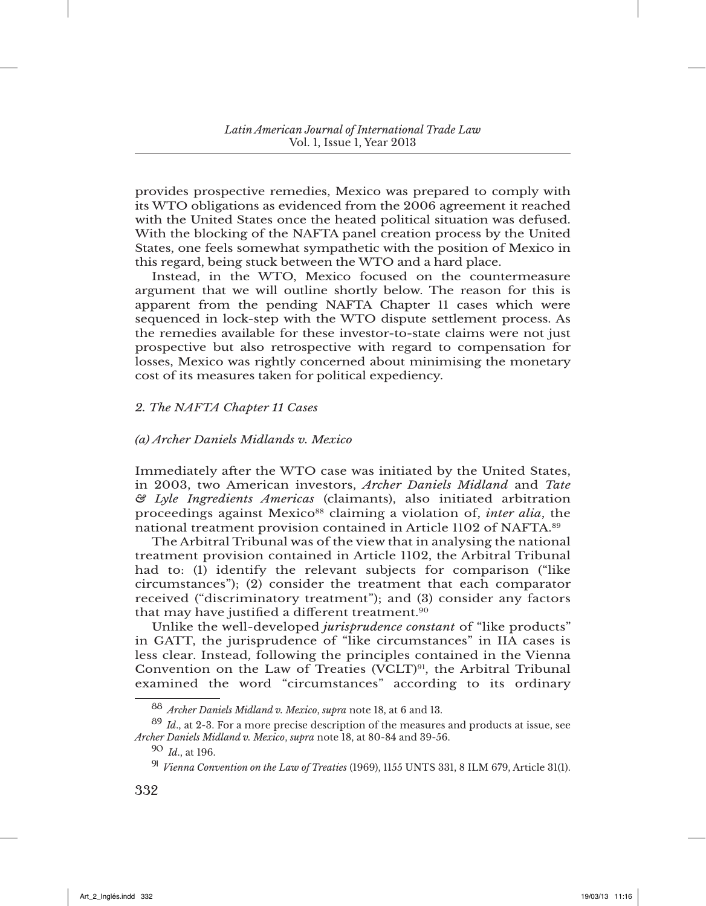provides prospective remedies, Mexico was prepared to comply with its WTO obligations as evidenced from the 2006 agreement it reached with the United States once the heated political situation was defused. With the blocking of the NAFTA panel creation process by the United States, one feels somewhat sympathetic with the position of Mexico in this regard, being stuck between the WTO and a hard place.

Instead, in the WTO, Mexico focused on the countermeasure argument that we will outline shortly below. The reason for this is apparent from the pending NAFTA Chapter 11 cases which were sequenced in lock-step with the WTO dispute settlement process. As the remedies available for these investor-to-state claims were not just prospective but also retrospective with regard to compensation for losses, Mexico was rightly concerned about minimising the monetary cost of its measures taken for political expediency.

*2. The NAFTA Chapter 11 Cases*

*(a) Archer Daniels Midlands v. Mexico*

Immediately after the WTO case was initiated by the United States, in 2003, two American investors, *Archer Daniels Midland* and *Tate & Lyle Ingredients Americas* (claimants), also initiated arbitration proceedings against Mexico[88] claiming a violation of, *inter alia*, the national treatment provision contained in Article 1102 of NAFTA.[89]

The Arbitral Tribunal was of the view that in analysing the national treatment provision contained in Article 1102, the Arbitral Tribunal had to: (1) identify the relevant subjects for comparison ("like circumstances"); (2) consider the treatment that each comparator received ("discriminatory treatment"); and (3) consider any factors that may have justified a different treatment.[90]

Unlike the well-developed *jurisprudence constant* of "like products" in GATT, the jurisprudence of "like circumstances" in IIA cases is less clear. Instead, following the principles contained in the Vienna Convention on the Law of Treaties (VCLT)[91], the Arbitral Tribunal examined the word "circumstances" according to its ordinary

---

[88] *Archer Daniels Midland v. Mexico*, *supra* note 18, at 6 and 13.

[89] *Id.*, at 2-3. For a more precise description of the measures and products at issue, see *Archer Daniels Midland v. Mexico*, *supra* note 18, at 80-84 and 39-56.

[90] *Id.*, at 196.

[91] *Vienna Convention on the Law of Treaties* (1969), 1155 UNTS 331, 8 ILM 679, Article 31(1).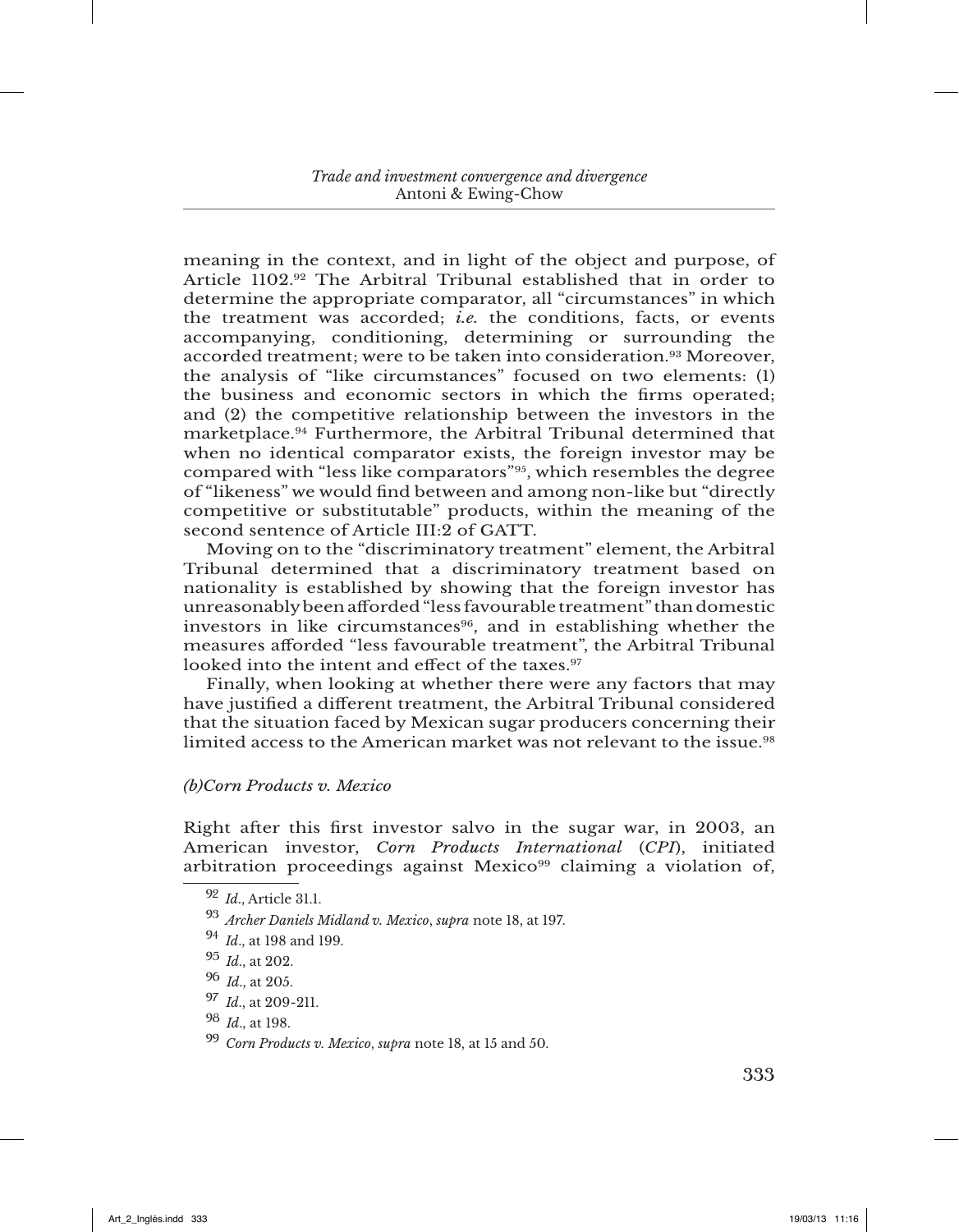meaning in the context, and in light of the object and purpose, of Article 1102.[92] The Arbitral Tribunal established that in order to determine the appropriate comparator, all "circumstances" in which the treatment was accorded; *i.e.* the conditions, facts, or events accompanying, conditioning, determining or surrounding the accorded treatment; were to be taken into consideration.[93] Moreover, the analysis of "like circumstances" focused on two elements: (1) the business and economic sectors in which the firms operated; and (2) the competitive relationship between the investors in the marketplace.[94] Furthermore, the Arbitral Tribunal determined that when no identical comparator exists, the foreign investor may be compared with "less like comparators"[95], which resembles the degree of "likeness" we would find between and among non-like but "directly competitive or substitutable" products, within the meaning of the second sentence of Article III:2 of GATT.

Moving on to the "discriminatory treatment" element, the Arbitral Tribunal determined that a discriminatory treatment based on nationality is established by showing that the foreign investor has unreasonably been afforded "less favourable treatment" than domestic investors in like circumstances[96], and in establishing whether the measures afforded "less favourable treatment", the Arbitral Tribunal looked into the intent and effect of the taxes.[97]

Finally, when looking at whether there were any factors that may have justified a different treatment, the Arbitral Tribunal considered that the situation faced by Mexican sugar producers concerning their limited access to the American market was not relevant to the issue.[98]

*(b)Corn Products v. Mexico*

Right after this first investor salvo in the sugar war, in 2003, an American investor, *Corn Products International* (*CPI*), initiated arbitration proceedings against Mexico[99] claiming a violation of,

---

[92] *Id.*, Article 31.1.

[93] *Archer Daniels Midland v. Mexico*, *supra* note 18, at 197.

[94] *Id.*, at 198 and 199.

[95] *Id.*, at 202.

[96] *Id.*, at 205.

[97] *Id.*, at 209-211.

[98] *Id.*, at 198.

[99] *Corn Products v. Mexico*, *supra* note 18, at 15 and 50.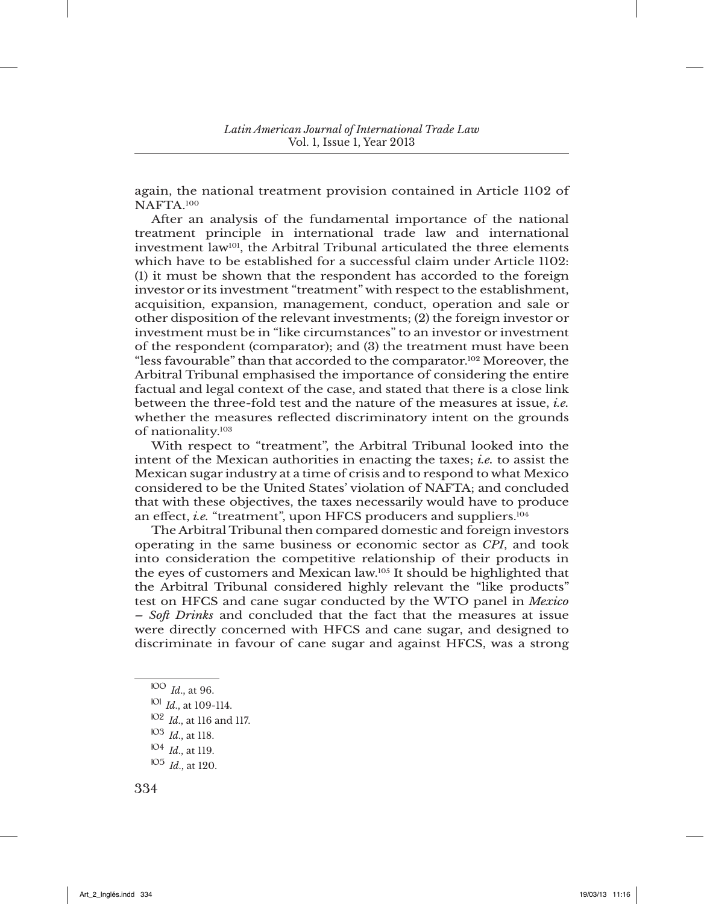again, the national treatment provision contained in Article 1102 of NAFTA.[100]

After an analysis of the fundamental importance of the national treatment principle in international trade law and international investment law[101], the Arbitral Tribunal articulated the three elements which have to be established for a successful claim under Article 1102: (1) it must be shown that the respondent has accorded to the foreign investor or its investment "treatment" with respect to the establishment, acquisition, expansion, management, conduct, operation and sale or other disposition of the relevant investments; (2) the foreign investor or investment must be in "like circumstances" to an investor or investment of the respondent (comparator); and (3) the treatment must have been "less favourable" than that accorded to the comparator.[102] Moreover, the Arbitral Tribunal emphasised the importance of considering the entire factual and legal context of the case, and stated that there is a close link between the three-fold test and the nature of the measures at issue, *i.e.* whether the measures reflected discriminatory intent on the grounds of nationality.[103]

With respect to "treatment", the Arbitral Tribunal looked into the intent of the Mexican authorities in enacting the taxes; *i.e.* to assist the Mexican sugar industry at a time of crisis and to respond to what Mexico considered to be the United States' violation of NAFTA; and concluded that with these objectives, the taxes necessarily would have to produce an effect, *i.e.* "treatment", upon HFCS producers and suppliers.[104]

The Arbitral Tribunal then compared domestic and foreign investors operating in the same business or economic sector as *CPI*, and took into consideration the competitive relationship of their products in the eyes of customers and Mexican law.[105] It should be highlighted that the Arbitral Tribunal considered highly relevant the "like products" test on HFCS and cane sugar conducted by the WTO panel in *Mexico – Soft Drinks* and concluded that the fact that the measures at issue were directly concerned with HFCS and cane sugar, and designed to discriminate in favour of cane sugar and against HFCS, was a strong

---

[100] *Id.*, at 96.

[101] *Id.*, at 109-114.

[102] *Id.*, at 116 and 117.

[103] *Id.*, at 118.

[104] *Id.*, at 119.

[105] *Id.*, at 120.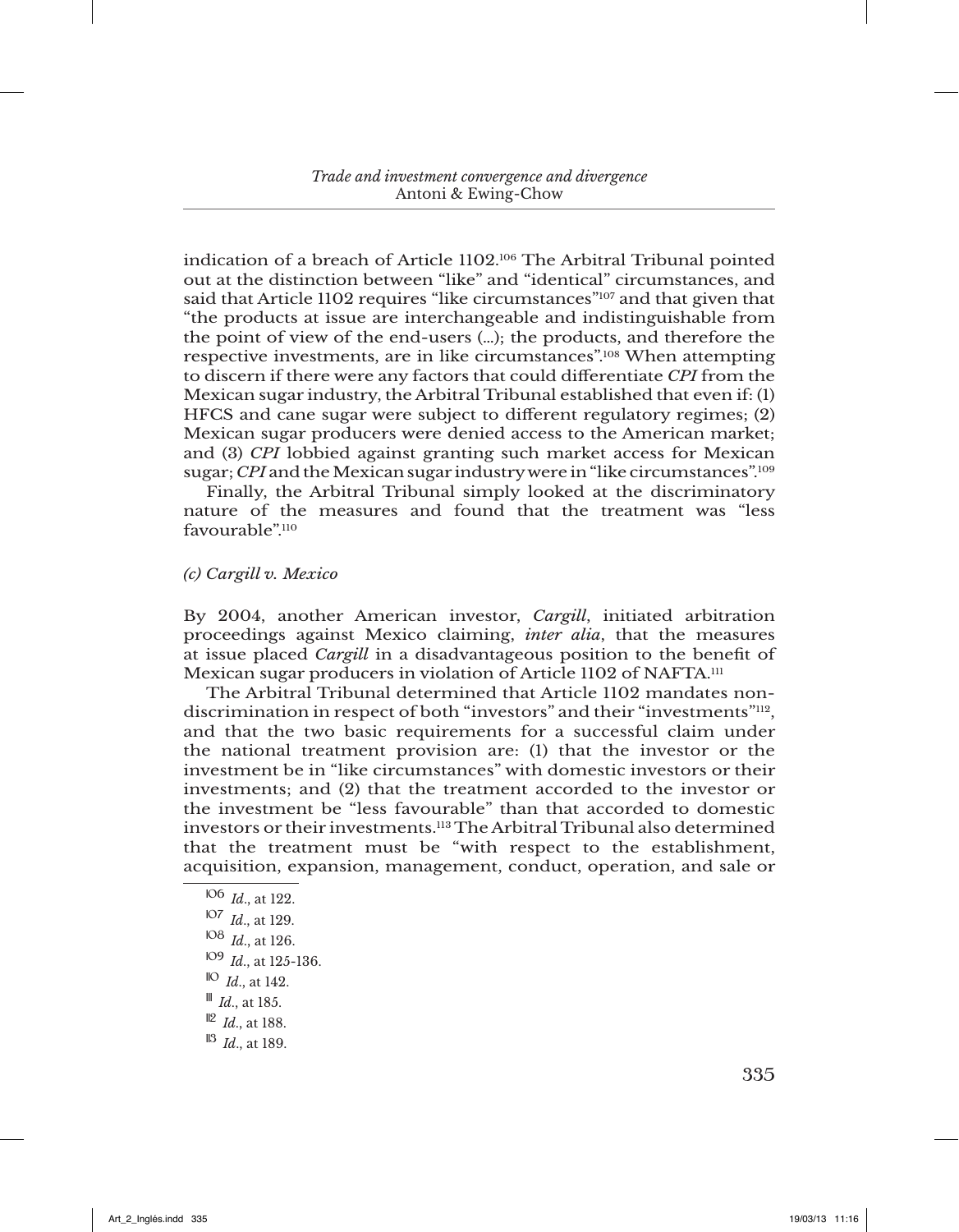indication of a breach of Article 1102.[106] The Arbitral Tribunal pointed out at the distinction between "like" and "identical" circumstances, and said that Article 1102 requires "like circumstances"[107] and that given that "the products at issue are interchangeable and indistinguishable from the point of view of the end-users (...); the products, and therefore the respective investments, are in like circumstances".[108] When attempting to discern if there were any factors that could differentiate *CPI* from the Mexican sugar industry, the Arbitral Tribunal established that even if: (1) HFCS and cane sugar were subject to different regulatory regimes; (2) Mexican sugar producers were denied access to the American market; and (3) *CPI* lobbied against granting such market access for Mexican sugar; *CPI* and the Mexican sugar industry were in "like circumstances".[109]

Finally, the Arbitral Tribunal simply looked at the discriminatory nature of the measures and found that the treatment was "less favourable".[110]

*(c) Cargill v. Mexico*

By 2004, another American investor, *Cargill*, initiated arbitration proceedings against Mexico claiming, *inter alia*, that the measures at issue placed *Cargill* in a disadvantageous position to the benefit of Mexican sugar producers in violation of Article 1102 of NAFTA.[111]

The Arbitral Tribunal determined that Article 1102 mandates non-discrimination in respect of both "investors" and their "investments"[112], and that the two basic requirements for a successful claim under the national treatment provision are: (1) that the investor or the investment be in "like circumstances" with domestic investors or their investments; and (2) that the treatment accorded to the investor or the investment be "less favourable" than that accorded to domestic investors or their investments.[113] The Arbitral Tribunal also determined that the treatment must be "with respect to the establishment, acquisition, expansion, management, conduct, operation, and sale or

---

[106] *Id*., at 122.

[107] *Id*., at 129.

[108] *Id*., at 126.

[109] *Id*., at 125-136.

[110] *Id*., at 142.

[111] *Id*., at 185.

[112] *Id*., at 188.

[113] *Id*., at 189.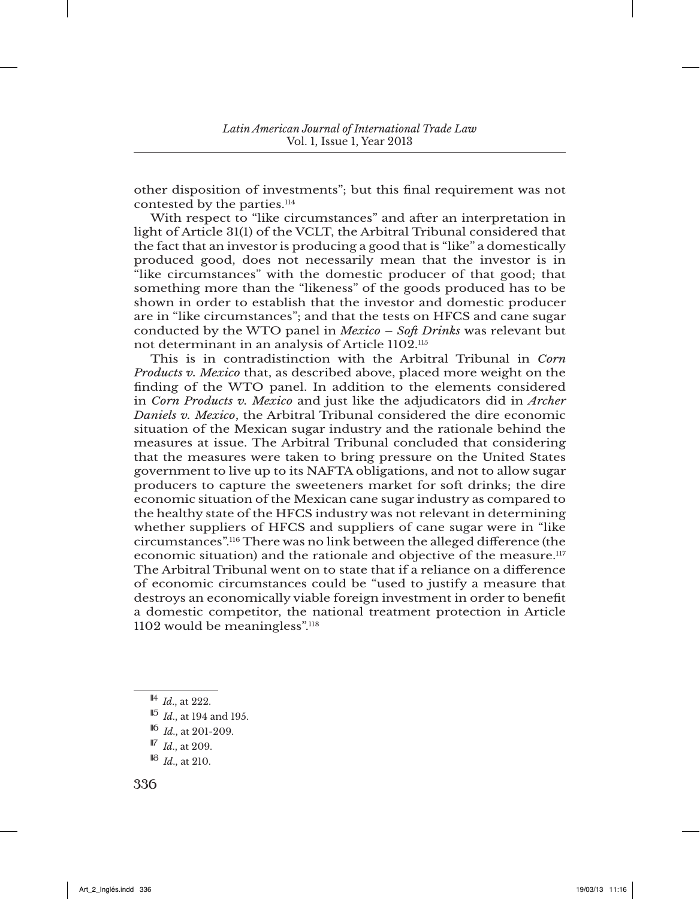other disposition of investments"; but this final requirement was not contested by the parties.[114]

With respect to "like circumstances" and after an interpretation in light of Article 31(1) of the VCLT, the Arbitral Tribunal considered that the fact that an investor is producing a good that is "like" a domestically produced good, does not necessarily mean that the investor is in "like circumstances" with the domestic producer of that good; that something more than the "likeness" of the goods produced has to be shown in order to establish that the investor and domestic producer are in "like circumstances"; and that the tests on HFCS and cane sugar conducted by the WTO panel in *Mexico – Soft Drinks* was relevant but not determinant in an analysis of Article 1102.[115]

This is in contradistinction with the Arbitral Tribunal in *Corn Products v. Mexico* that, as described above, placed more weight on the finding of the WTO panel. In addition to the elements considered in *Corn Products v. Mexico* and just like the adjudicators did in *Archer Daniels v. Mexico*, the Arbitral Tribunal considered the dire economic situation of the Mexican sugar industry and the rationale behind the measures at issue. The Arbitral Tribunal concluded that considering that the measures were taken to bring pressure on the United States government to live up to its NAFTA obligations, and not to allow sugar producers to capture the sweeteners market for soft drinks; the dire economic situation of the Mexican cane sugar industry as compared to the healthy state of the HFCS industry was not relevant in determining whether suppliers of HFCS and suppliers of cane sugar were in "like circumstances".[116] There was no link between the alleged difference (the economic situation) and the rationale and objective of the measure.[117] The Arbitral Tribunal went on to state that if a reliance on a difference of economic circumstances could be "used to justify a measure that destroys an economically viable foreign investment in order to benefit a domestic competitor, the national treatment protection in Article 1102 would be meaningless".[118]

---

[114] *Id.*, at 222.

[115] *Id.*, at 194 and 195.

[116] *Id.*, at 201-209.

[117] *Id.*, at 209.

[118] *Id.*, at 210.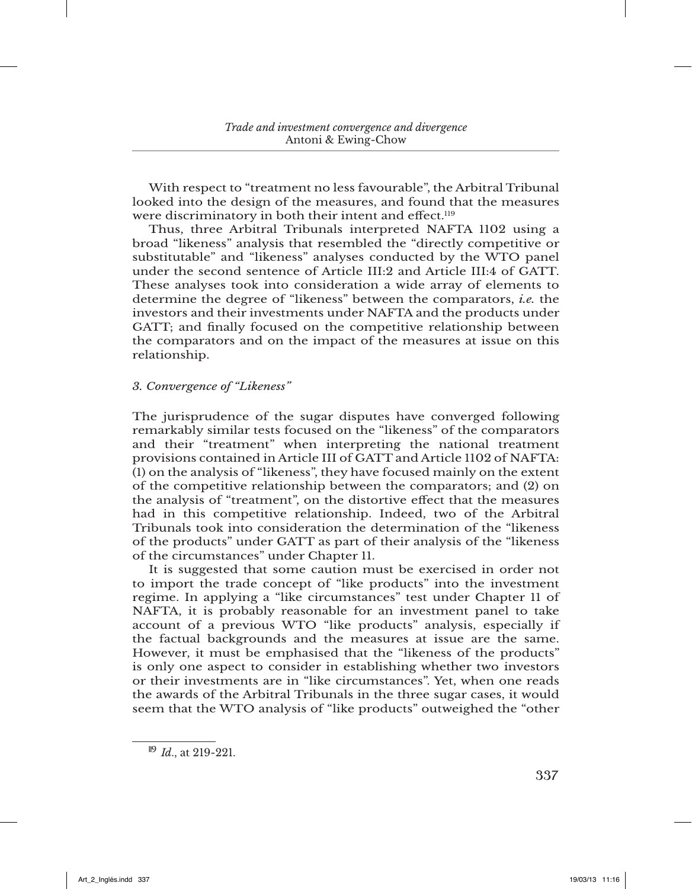With respect to "treatment no less favourable", the Arbitral Tribunal looked into the design of the measures, and found that the measures were discriminatory in both their intent and effect.[119]

Thus, three Arbitral Tribunals interpreted NAFTA 1102 using a broad "likeness" analysis that resembled the "directly competitive or substitutable" and "likeness" analyses conducted by the WTO panel under the second sentence of Article III:2 and Article III:4 of GATT. These analyses took into consideration a wide array of elements to determine the degree of "likeness" between the comparators, *i.e.* the investors and their investments under NAFTA and the products under GATT; and finally focused on the competitive relationship between the comparators and on the impact of the measures at issue on this relationship.

### *3. Convergence of "Likeness"*

The jurisprudence of the sugar disputes have converged following remarkably similar tests focused on the "likeness" of the comparators and their "treatment" when interpreting the national treatment provisions contained in Article III of GATT and Article 1102 of NAFTA: (1) on the analysis of "likeness", they have focused mainly on the extent of the competitive relationship between the comparators; and (2) on the analysis of "treatment", on the distortive effect that the measures had in this competitive relationship. Indeed, two of the Arbitral Tribunals took into consideration the determination of the "likeness of the products" under GATT as part of their analysis of the "likeness of the circumstances" under Chapter 11.

It is suggested that some caution must be exercised in order not to import the trade concept of "like products" into the investment regime. In applying a "like circumstances" test under Chapter 11 of NAFTA, it is probably reasonable for an investment panel to take account of a previous WTO "like products" analysis, especially if the factual backgrounds and the measures at issue are the same. However, it must be emphasised that the "likeness of the products" is only one aspect to consider in establishing whether two investors or their investments are in "like circumstances". Yet, when one reads the awards of the Arbitral Tribunals in the three sugar cases, it would seem that the WTO analysis of "like products" outweighed the "other

---

[119] *Id.*, at 219-221.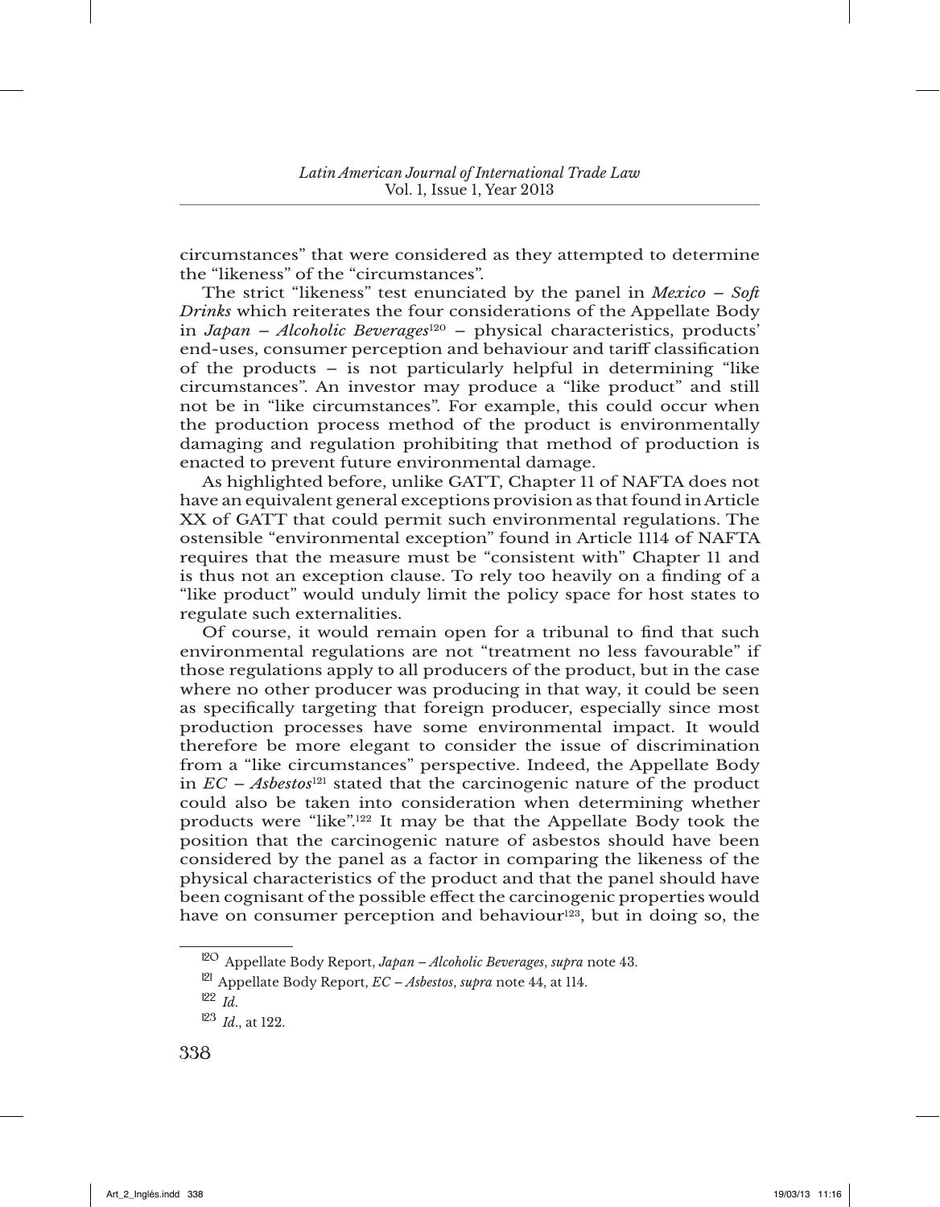circumstances" that were considered as they attempted to determine the "likeness" of the "circumstances".

The strict "likeness" test enunciated by the panel in *Mexico – Soft Drinks* which reiterates the four considerations of the Appellate Body in *Japan – Alcoholic Beverages*[120] – physical characteristics, products' end-uses, consumer perception and behaviour and tariff classification of the products – is not particularly helpful in determining "like circumstances". An investor may produce a "like product" and still not be in "like circumstances". For example, this could occur when the production process method of the product is environmentally damaging and regulation prohibiting that method of production is enacted to prevent future environmental damage.

As highlighted before, unlike GATT, Chapter 11 of NAFTA does not have an equivalent general exceptions provision as that found in Article XX of GATT that could permit such environmental regulations. The ostensible "environmental exception" found in Article 1114 of NAFTA requires that the measure must be "consistent with" Chapter 11 and is thus not an exception clause. To rely too heavily on a finding of a "like product" would unduly limit the policy space for host states to regulate such externalities.

Of course, it would remain open for a tribunal to find that such environmental regulations are not "treatment no less favourable" if those regulations apply to all producers of the product, but in the case where no other producer was producing in that way, it could be seen as specifically targeting that foreign producer, especially since most production processes have some environmental impact. It would therefore be more elegant to consider the issue of discrimination from a "like circumstances" perspective. Indeed, the Appellate Body in *EC – Asbestos*[121] stated that the carcinogenic nature of the product could also be taken into consideration when determining whether products were "like".[122] It may be that the Appellate Body took the position that the carcinogenic nature of asbestos should have been considered by the panel as a factor in comparing the likeness of the physical characteristics of the product and that the panel should have been cognisant of the possible effect the carcinogenic properties would have on consumer perception and behaviour[123], but in doing so, the

---

[120] Appellate Body Report, *Japan – Alcoholic Beverages*, *supra* note 43.

[121] Appellate Body Report, *EC – Asbestos*, *supra* note 44, at 114.

[122] *Id*.

[123] *Id*., at 122.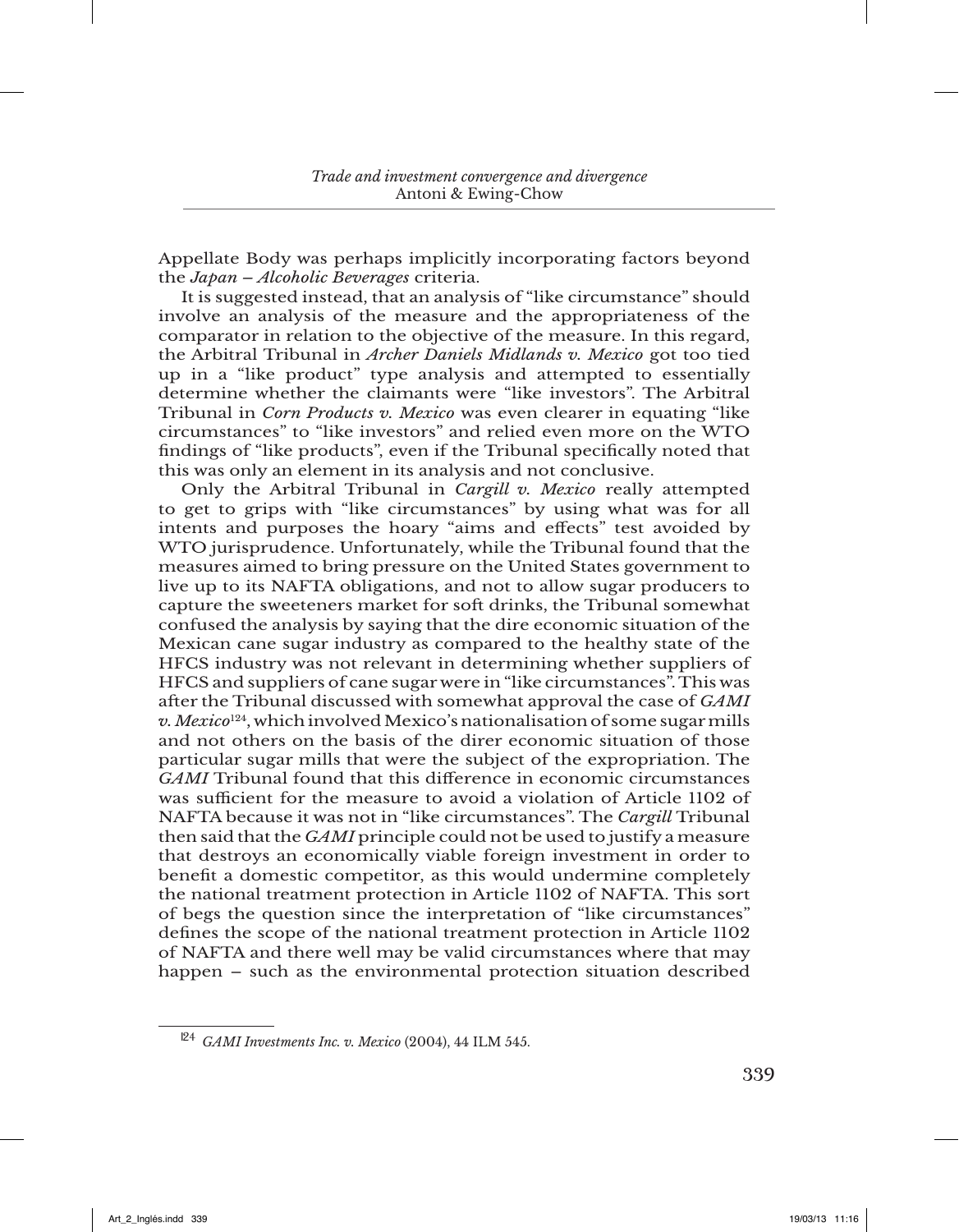Appellate Body was perhaps implicitly incorporating factors beyond the *Japan – Alcoholic Beverages* criteria.

It is suggested instead, that an analysis of "like circumstance" should involve an analysis of the measure and the appropriateness of the comparator in relation to the objective of the measure. In this regard, the Arbitral Tribunal in *Archer Daniels Midlands v. Mexico* got too tied up in a "like product" type analysis and attempted to essentially determine whether the claimants were "like investors". The Arbitral Tribunal in *Corn Products v. Mexico* was even clearer in equating "like circumstances" to "like investors" and relied even more on the WTO findings of "like products", even if the Tribunal specifically noted that this was only an element in its analysis and not conclusive.

Only the Arbitral Tribunal in *Cargill v. Mexico* really attempted to get to grips with "like circumstances" by using what was for all intents and purposes the hoary "aims and effects" test avoided by WTO jurisprudence. Unfortunately, while the Tribunal found that the measures aimed to bring pressure on the United States government to live up to its NAFTA obligations, and not to allow sugar producers to capture the sweeteners market for soft drinks, the Tribunal somewhat confused the analysis by saying that the dire economic situation of the Mexican cane sugar industry as compared to the healthy state of the HFCS industry was not relevant in determining whether suppliers of HFCS and suppliers of cane sugar were in "like circumstances". This was after the Tribunal discussed with somewhat approval the case of *GAMI v. Mexico*[124], which involved Mexico's nationalisation of some sugar mills and not others on the basis of the direr economic situation of those particular sugar mills that were the subject of the expropriation. The *GAMI* Tribunal found that this difference in economic circumstances was sufficient for the measure to avoid a violation of Article 1102 of NAFTA because it was not in "like circumstances". The *Cargill* Tribunal then said that the *GAMI* principle could not be used to justify a measure that destroys an economically viable foreign investment in order to benefit a domestic competitor, as this would undermine completely the national treatment protection in Article 1102 of NAFTA. This sort of begs the question since the interpretation of "like circumstances" defines the scope of the national treatment protection in Article 1102 of NAFTA and there well may be valid circumstances where that may happen – such as the environmental protection situation described

---

[124] *GAMI Investments Inc. v. Mexico* (2004), 44 ILM 545.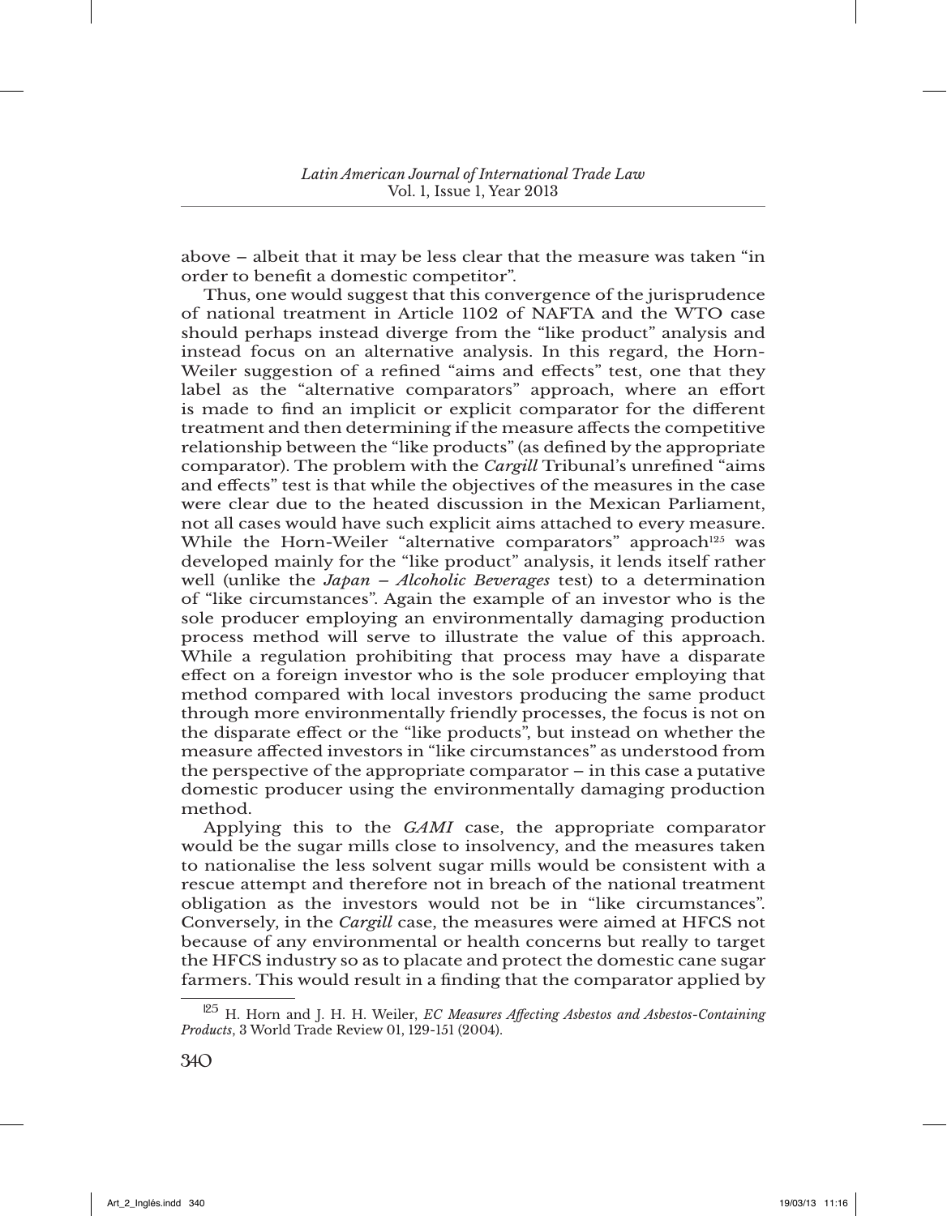above – albeit that it may be less clear that the measure was taken "in order to benefit a domestic competitor".

Thus, one would suggest that this convergence of the jurisprudence of national treatment in Article 1102 of NAFTA and the WTO case should perhaps instead diverge from the "like product" analysis and instead focus on an alternative analysis. In this regard, the Horn-Weiler suggestion of a refined "aims and effects" test, one that they label as the "alternative comparators" approach, where an effort is made to find an implicit or explicit comparator for the different treatment and then determining if the measure affects the competitive relationship between the "like products" (as defined by the appropriate comparator). The problem with the *Cargill* Tribunal's unrefined "aims and effects" test is that while the objectives of the measures in the case were clear due to the heated discussion in the Mexican Parliament, not all cases would have such explicit aims attached to every measure. While the Horn-Weiler "alternative comparators" approach[125] was developed mainly for the "like product" analysis, it lends itself rather well (unlike the *Japan – Alcoholic Beverages* test) to a determination of "like circumstances". Again the example of an investor who is the sole producer employing an environmentally damaging production process method will serve to illustrate the value of this approach. While a regulation prohibiting that process may have a disparate effect on a foreign investor who is the sole producer employing that method compared with local investors producing the same product through more environmentally friendly processes, the focus is not on the disparate effect or the "like products", but instead on whether the measure affected investors in "like circumstances" as understood from the perspective of the appropriate comparator – in this case a putative domestic producer using the environmentally damaging production method.

Applying this to the *GAMI* case, the appropriate comparator would be the sugar mills close to insolvency, and the measures taken to nationalise the less solvent sugar mills would be consistent with a rescue attempt and therefore not in breach of the national treatment obligation as the investors would not be in "like circumstances". Conversely, in the *Cargill* case, the measures were aimed at HFCS not because of any environmental or health concerns but really to target the HFCS industry so as to placate and protect the domestic cane sugar farmers. This would result in a finding that the comparator applied by

[125] H. Horn and J. H. H. Weiler, *EC Measures Affecting Asbestos and Asbestos-Containing Products*, 3 World Trade Review 01, 129-151 (2004).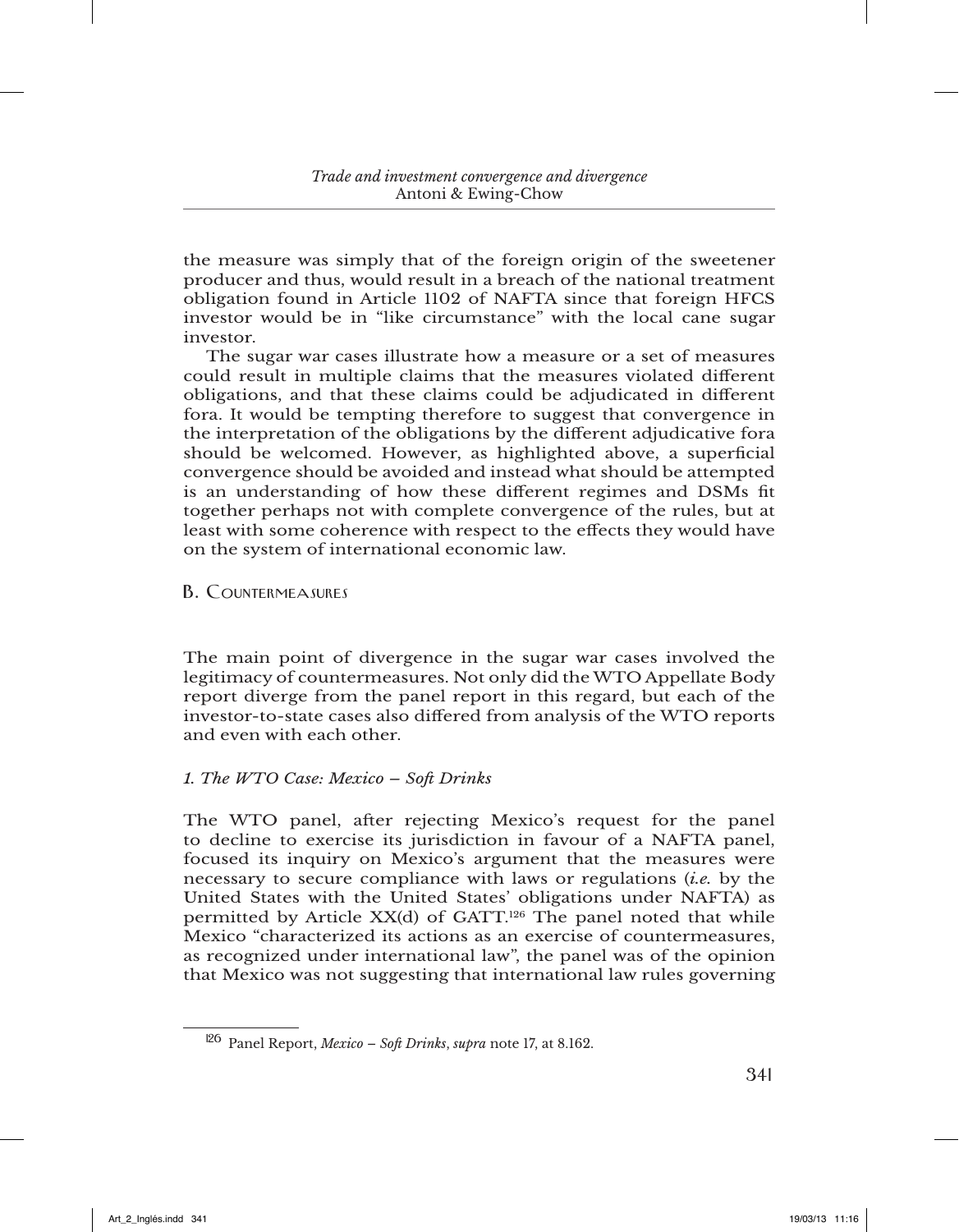the measure was simply that of the foreign origin of the sweetener producer and thus, would result in a breach of the national treatment obligation found in Article 1102 of NAFTA since that foreign HFCS investor would be in "like circumstance" with the local cane sugar investor.

The sugar war cases illustrate how a measure or a set of measures could result in multiple claims that the measures violated different obligations, and that these claims could be adjudicated in different fora. It would be tempting therefore to suggest that convergence in the interpretation of the obligations by the different adjudicative fora should be welcomed. However, as highlighted above, a superficial convergence should be avoided and instead what should be attempted is an understanding of how these different regimes and DSMs fit together perhaps not with complete convergence of the rules, but at least with some coherence with respect to the effects they would have on the system of international economic law.

## B. Countermeasures

The main point of divergence in the sugar war cases involved the legitimacy of countermeasures. Not only did the WTO Appellate Body report diverge from the panel report in this regard, but each of the investor-to-state cases also differed from analysis of the WTO reports and even with each other.

### *1. The WTO Case: Mexico – Soft Drinks*

The WTO panel, after rejecting Mexico's request for the panel to decline to exercise its jurisdiction in favour of a NAFTA panel, focused its inquiry on Mexico's argument that the measures were necessary to secure compliance with laws or regulations (*i.e.* by the United States with the United States' obligations under NAFTA) as permitted by Article XX(d) of GATT.[126] The panel noted that while Mexico "characterized its actions as an exercise of countermeasures, as recognized under international law", the panel was of the opinion that Mexico was not suggesting that international law rules governing

[126] Panel Report, *Mexico – Soft Drinks*, *supra* note 17, at 8.162.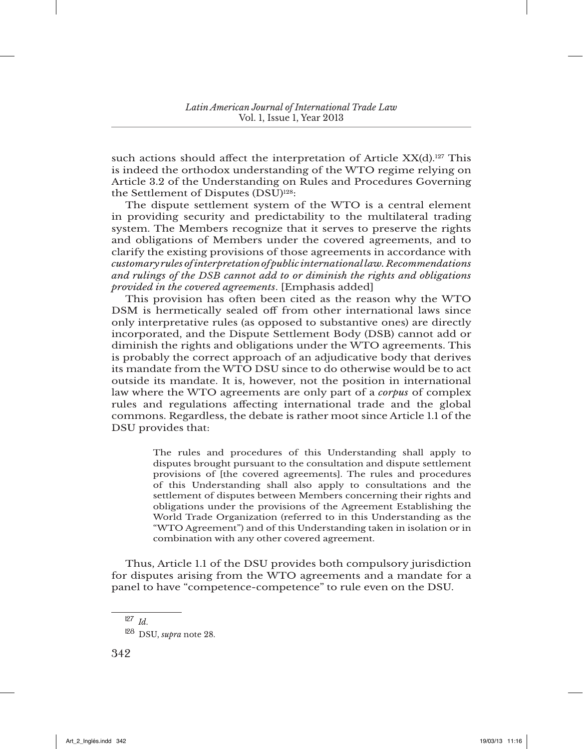such actions should affect the interpretation of Article XX(d).[127] This is indeed the orthodox understanding of the WTO regime relying on Article 3.2 of the Understanding on Rules and Procedures Governing the Settlement of Disputes (DSU)[128]:

The dispute settlement system of the WTO is a central element in providing security and predictability to the multilateral trading system. The Members recognize that it serves to preserve the rights and obligations of Members under the covered agreements, and to clarify the existing provisions of those agreements in accordance with *customary rules of interpretation of public international law. Recommendations and rulings of the DSB cannot add to or diminish the rights and obligations provided in the covered agreements*. [Emphasis added]

This provision has often been cited as the reason why the WTO DSM is hermetically sealed off from other international laws since only interpretative rules (as opposed to substantive ones) are directly incorporated, and the Dispute Settlement Body (DSB) cannot add or diminish the rights and obligations under the WTO agreements. This is probably the correct approach of an adjudicative body that derives its mandate from the WTO DSU since to do otherwise would be to act outside its mandate. It is, however, not the position in international law where the WTO agreements are only part of a *corpus* of complex rules and regulations affecting international trade and the global commons. Regardless, the debate is rather moot since Article 1.1 of the DSU provides that:

> The rules and procedures of this Understanding shall apply to disputes brought pursuant to the consultation and dispute settlement provisions of [the covered agreements]. The rules and procedures of this Understanding shall also apply to consultations and the settlement of disputes between Members concerning their rights and obligations under the provisions of the Agreement Establishing the World Trade Organization (referred to in this Understanding as the "WTO Agreement") and of this Understanding taken in isolation or in combination with any other covered agreement.

Thus, Article 1.1 of the DSU provides both compulsory jurisdiction for disputes arising from the WTO agreements and a mandate for a panel to have "competence-competence" to rule even on the DSU.

---

[127] *Id.*

[128] DSU, *supra* note 28.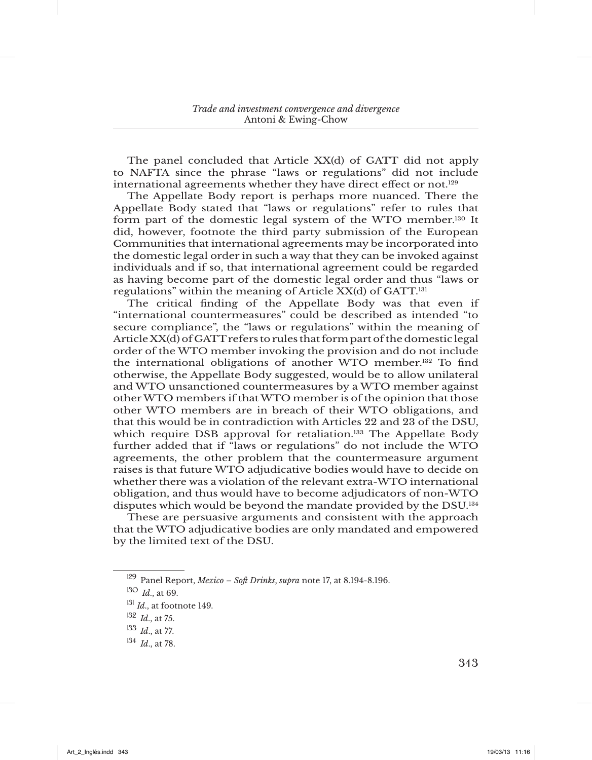The panel concluded that Article XX(d) of GATT did not apply to NAFTA since the phrase "laws or regulations" did not include international agreements whether they have direct effect or not.[129]

The Appellate Body report is perhaps more nuanced. There the Appellate Body stated that "laws or regulations" refer to rules that form part of the domestic legal system of the WTO member.[130] It did, however, footnote the third party submission of the European Communities that international agreements may be incorporated into the domestic legal order in such a way that they can be invoked against individuals and if so, that international agreement could be regarded as having become part of the domestic legal order and thus "laws or regulations" within the meaning of Article XX(d) of GATT.[131]

The critical finding of the Appellate Body was that even if "international countermeasures" could be described as intended "to secure compliance", the "laws or regulations" within the meaning of Article XX(d) of GATT refers to rules that form part of the domestic legal order of the WTO member invoking the provision and do not include the international obligations of another WTO member.[132] To find otherwise, the Appellate Body suggested, would be to allow unilateral and WTO unsanctioned countermeasures by a WTO member against other WTO members if that WTO member is of the opinion that those other WTO members are in breach of their WTO obligations, and that this would be in contradiction with Articles 22 and 23 of the DSU, which require DSB approval for retaliation.[133] The Appellate Body further added that if "laws or regulations" do not include the WTO agreements, the other problem that the countermeasure argument raises is that future WTO adjudicative bodies would have to decide on whether there was a violation of the relevant extra-WTO international obligation, and thus would have to become adjudicators of non-WTO disputes which would be beyond the mandate provided by the DSU.[134]

These are persuasive arguments and consistent with the approach that the WTO adjudicative bodies are only mandated and empowered by the limited text of the DSU.

---

[129] Panel Report, *Mexico – Soft Drinks*, *supra* note 17, at 8.194-8.196.

[130] *Id*., at 69.

[131] *Id*., at footnote 149.

[132] *Id*., at 75.

[133] *Id*., at 77.

[134] *Id*., at 78.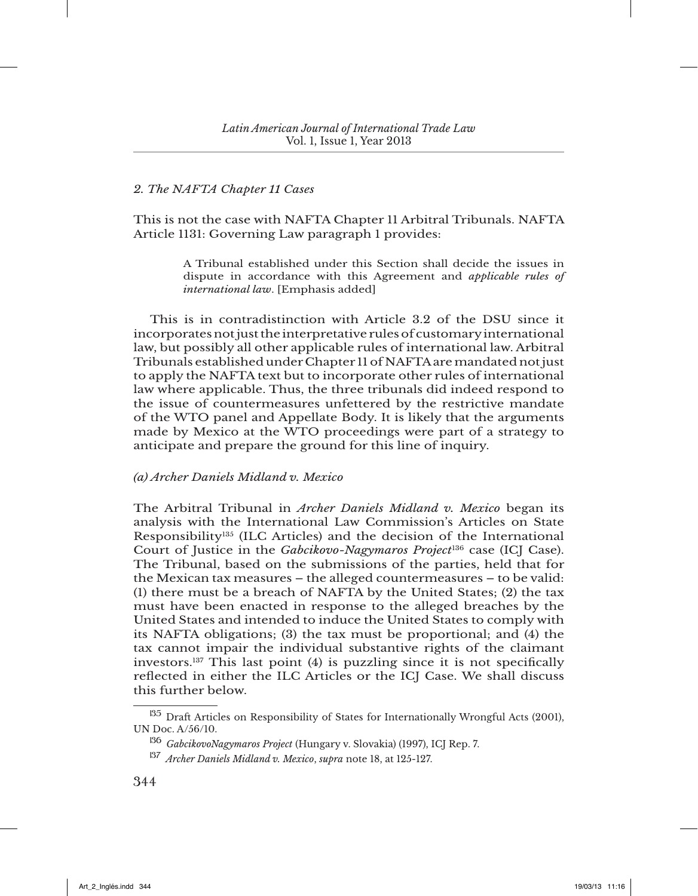*2. The NAFTA Chapter 11 Cases*

This is not the case with NAFTA Chapter 11 Arbitral Tribunals. NAFTA Article 1131: Governing Law paragraph 1 provides:

> A Tribunal established under this Section shall decide the issues in dispute in accordance with this Agreement and *applicable rules of international law*. [Emphasis added]

This is in contradistinction with Article 3.2 of the DSU since it incorporates not just the interpretative rules of customary international law, but possibly all other applicable rules of international law. Arbitral Tribunals established under Chapter 11 of NAFTA are mandated not just to apply the NAFTA text but to incorporate other rules of international law where applicable. Thus, the three tribunals did indeed respond to the issue of countermeasures unfettered by the restrictive mandate of the WTO panel and Appellate Body. It is likely that the arguments made by Mexico at the WTO proceedings were part of a strategy to anticipate and prepare the ground for this line of inquiry.

*(a) Archer Daniels Midland v. Mexico*

The Arbitral Tribunal in *Archer Daniels Midland v. Mexico* began its analysis with the International Law Commission's Articles on State Responsibility[135] (ILC Articles) and the decision of the International Court of Justice in the *Gabcikovo-Nagymaros Project*[136] case (ICJ Case). The Tribunal, based on the submissions of the parties, held that for the Mexican tax measures – the alleged countermeasures – to be valid: (1) there must be a breach of NAFTA by the United States; (2) the tax must have been enacted in response to the alleged breaches by the United States and intended to induce the United States to comply with its NAFTA obligations; (3) the tax must be proportional; and (4) the tax cannot impair the individual substantive rights of the claimant investors.[137] This last point (4) is puzzling since it is not specifically reflected in either the ILC Articles or the ICJ Case. We shall discuss this further below.

---

[135] Draft Articles on Responsibility of States for Internationally Wrongful Acts (2001), UN Doc. A/56/10.

[136] *GabcikovoNagymaros Project* (Hungary v. Slovakia) (1997), ICJ Rep. 7.

[137] *Archer Daniels Midland v. Mexico*, *supra* note 18, at 125-127.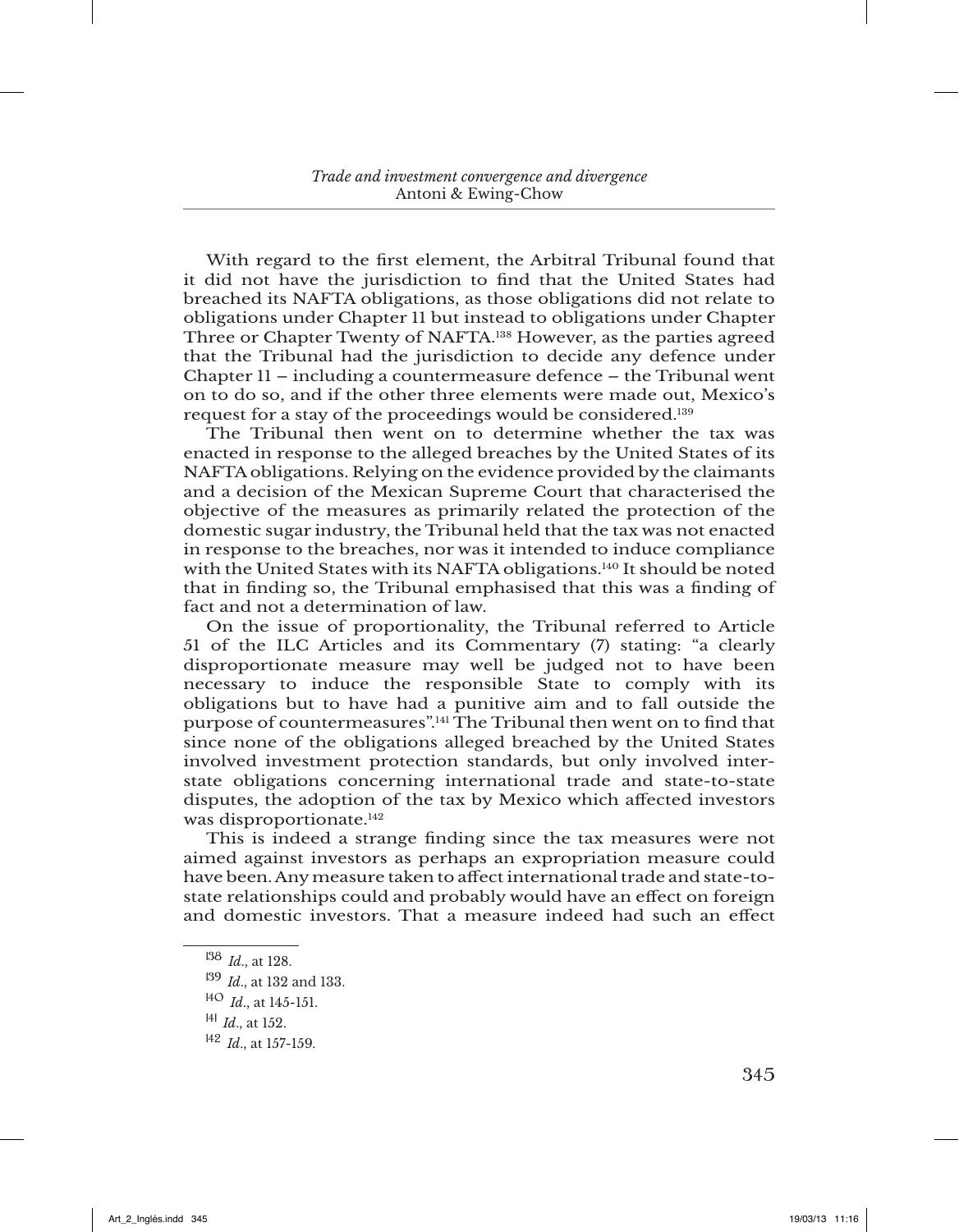With regard to the first element, the Arbitral Tribunal found that it did not have the jurisdiction to find that the United States had breached its NAFTA obligations, as those obligations did not relate to obligations under Chapter 11 but instead to obligations under Chapter Three or Chapter Twenty of NAFTA.[138] However, as the parties agreed that the Tribunal had the jurisdiction to decide any defence under Chapter 11 – including a countermeasure defence – the Tribunal went on to do so, and if the other three elements were made out, Mexico's request for a stay of the proceedings would be considered.[139]

The Tribunal then went on to determine whether the tax was enacted in response to the alleged breaches by the United States of its NAFTA obligations. Relying on the evidence provided by the claimants and a decision of the Mexican Supreme Court that characterised the objective of the measures as primarily related the protection of the domestic sugar industry, the Tribunal held that the tax was not enacted in response to the breaches, nor was it intended to induce compliance with the United States with its NAFTA obligations.[140] It should be noted that in finding so, the Tribunal emphasised that this was a finding of fact and not a determination of law.

On the issue of proportionality, the Tribunal referred to Article 51 of the ILC Articles and its Commentary (7) stating: "a clearly disproportionate measure may well be judged not to have been necessary to induce the responsible State to comply with its obligations but to have had a punitive aim and to fall outside the purpose of countermeasures".[141] The Tribunal then went on to find that since none of the obligations alleged breached by the United States involved investment protection standards, but only involved inter-state obligations concerning international trade and state-to-state disputes, the adoption of the tax by Mexico which affected investors was disproportionate.[142]

This is indeed a strange finding since the tax measures were not aimed against investors as perhaps an expropriation measure could have been. Any measure taken to affect international trade and state-to-state relationships could and probably would have an effect on foreign and domestic investors. That a measure indeed had such an effect

---

[138] *Id*., at 128.

[139] *Id*., at 132 and 133.

[140] *Id*., at 145-151.

[141] *Id*., at 152.

[142] *Id*., at 157-159.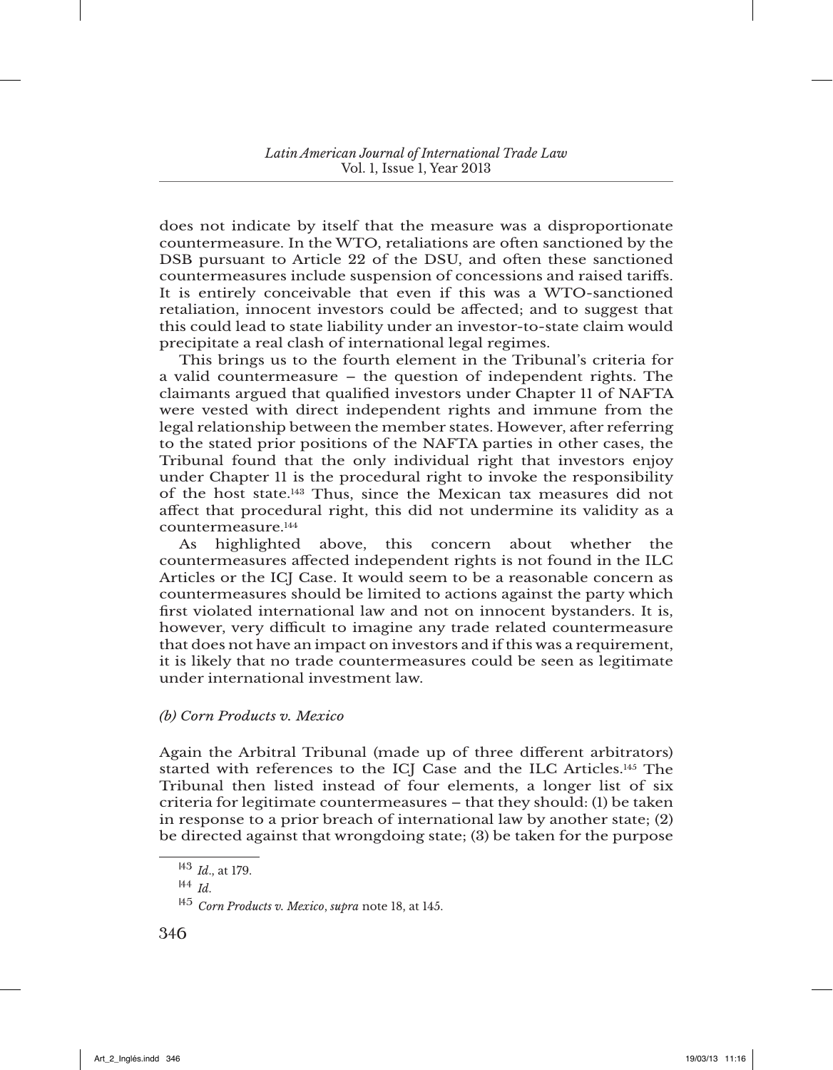does not indicate by itself that the measure was a disproportionate countermeasure. In the WTO, retaliations are often sanctioned by the DSB pursuant to Article 22 of the DSU, and often these sanctioned countermeasures include suspension of concessions and raised tariffs. It is entirely conceivable that even if this was a WTO-sanctioned retaliation, innocent investors could be affected; and to suggest that this could lead to state liability under an investor-to-state claim would precipitate a real clash of international legal regimes.

This brings us to the fourth element in the Tribunal's criteria for a valid countermeasure – the question of independent rights. The claimants argued that qualified investors under Chapter 11 of NAFTA were vested with direct independent rights and immune from the legal relationship between the member states. However, after referring to the stated prior positions of the NAFTA parties in other cases, the Tribunal found that the only individual right that investors enjoy under Chapter 11 is the procedural right to invoke the responsibility of the host state.[143] Thus, since the Mexican tax measures did not affect that procedural right, this did not undermine its validity as a countermeasure.[144]

As highlighted above, this concern about whether the countermeasures affected independent rights is not found in the ILC Articles or the ICJ Case. It would seem to be a reasonable concern as countermeasures should be limited to actions against the party which first violated international law and not on innocent bystanders. It is, however, very difficult to imagine any trade related countermeasure that does not have an impact on investors and if this was a requirement, it is likely that no trade countermeasures could be seen as legitimate under international investment law.

### *(b) Corn Products v. Mexico*

Again the Arbitral Tribunal (made up of three different arbitrators) started with references to the ICJ Case and the ILC Articles.[145] The Tribunal then listed instead of four elements, a longer list of six criteria for legitimate countermeasures – that they should: (1) be taken in response to a prior breach of international law by another state; (2) be directed against that wrongdoing state; (3) be taken for the purpose

---

[143] *Id.*, at 179.

[144] *Id.*

[145] *Corn Products v. Mexico*, *supra* note 18, at 145.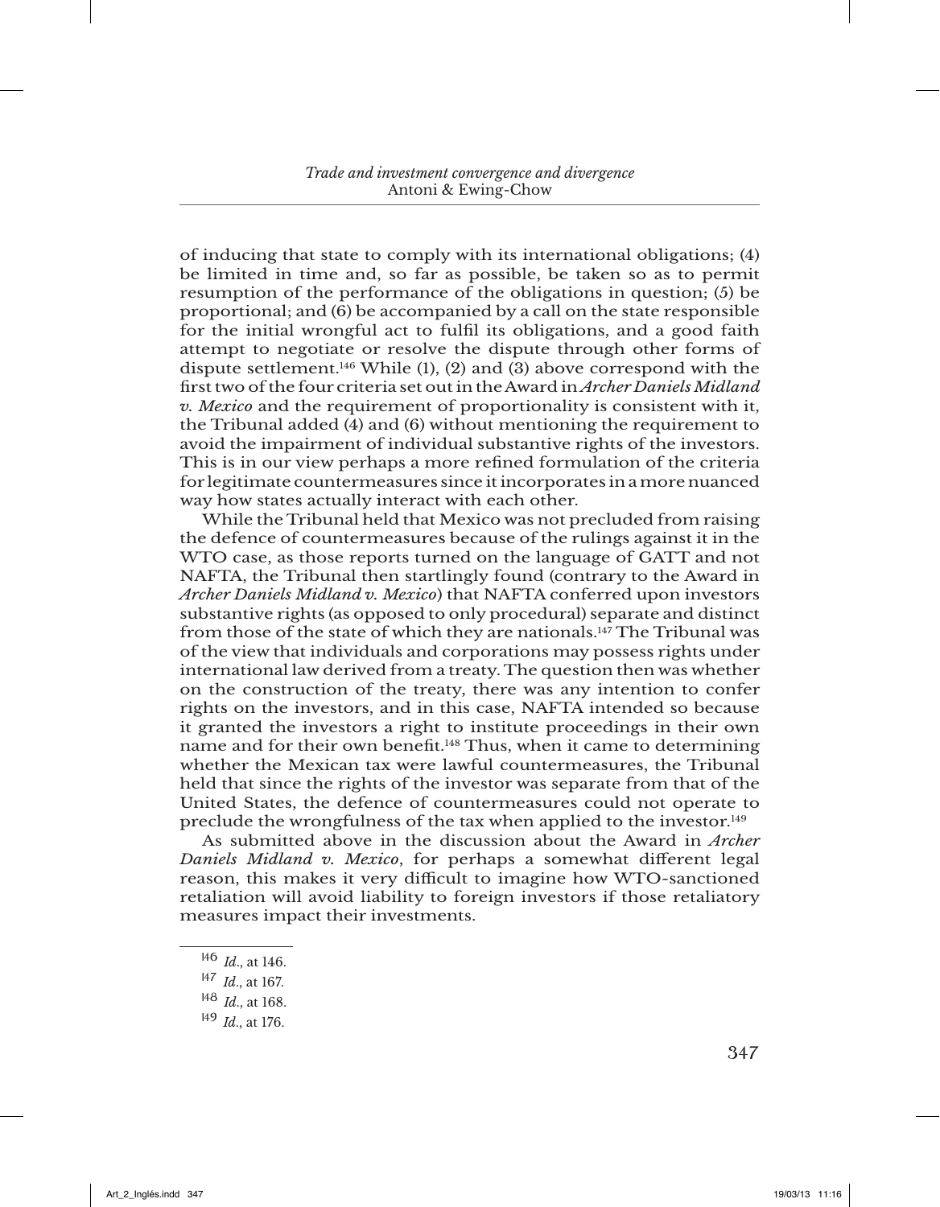of inducing that state to comply with its international obligations; (4) be limited in time and, so far as possible, be taken so as to permit resumption of the performance of the obligations in question; (5) be proportional; and (6) be accompanied by a call on the state responsible for the initial wrongful act to fulfil its obligations, and a good faith attempt to negotiate or resolve the dispute through other forms of dispute settlement.[146] While (1), (2) and (3) above correspond with the first two of the four criteria set out in the Award in *Archer Daniels Midland v. Mexico* and the requirement of proportionality is consistent with it, the Tribunal added (4) and (6) without mentioning the requirement to avoid the impairment of individual substantive rights of the investors. This is in our view perhaps a more refined formulation of the criteria for legitimate countermeasures since it incorporates in a more nuanced way how states actually interact with each other.

While the Tribunal held that Mexico was not precluded from raising the defence of countermeasures because of the rulings against it in the WTO case, as those reports turned on the language of GATT and not NAFTA, the Tribunal then startlingly found (contrary to the Award in *Archer Daniels Midland v. Mexico*) that NAFTA conferred upon investors substantive rights (as opposed to only procedural) separate and distinct from those of the state of which they are nationals.[147] The Tribunal was of the view that individuals and corporations may possess rights under international law derived from a treaty. The question then was whether on the construction of the treaty, there was any intention to confer rights on the investors, and in this case, NAFTA intended so because it granted the investors a right to institute proceedings in their own name and for their own benefit.[148] Thus, when it came to determining whether the Mexican tax were lawful countermeasures, the Tribunal held that since the rights of the investor was separate from that of the United States, the defence of countermeasures could not operate to preclude the wrongfulness of the tax when applied to the investor.[149]

As submitted above in the discussion about the Award in *Archer Daniels Midland v. Mexico*, for perhaps a somewhat different legal reason, this makes it very difficult to imagine how WTO-sanctioned retaliation will avoid liability to foreign investors if those retaliatory measures impact their investments.

---

[146] *Id*., at 146.

[147] *Id*., at 167.

[148] *Id.*, at 168.

[149] *Id*., at 176.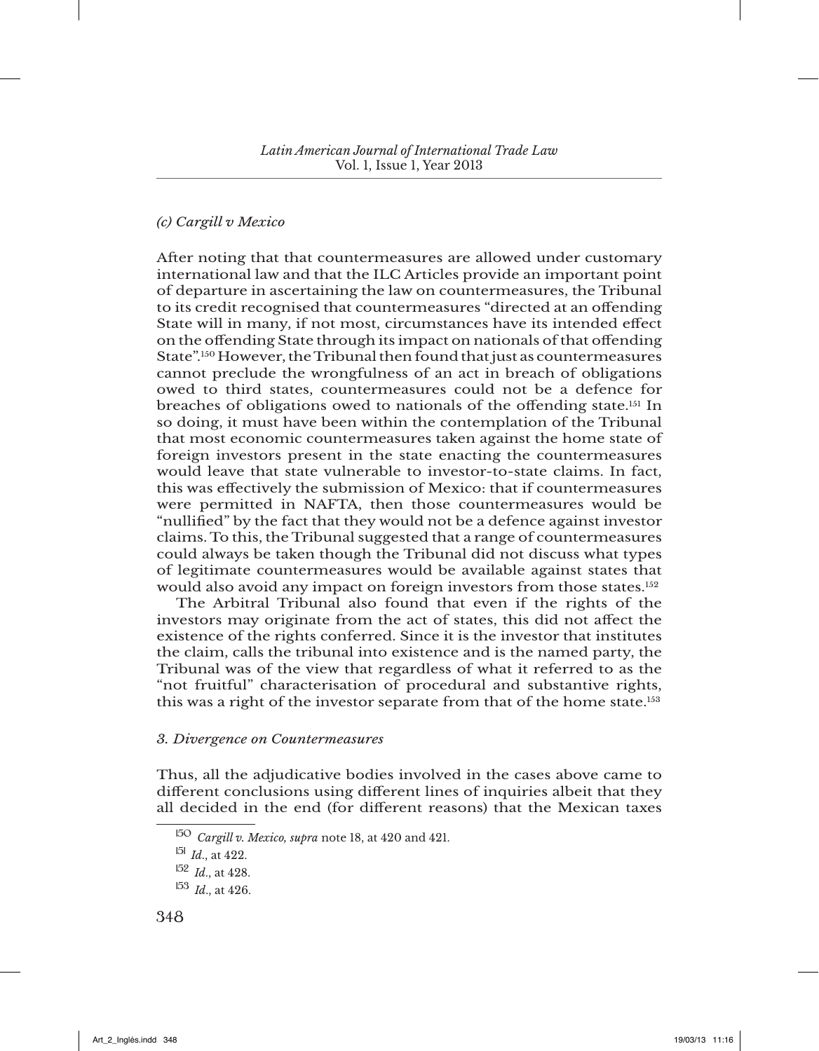*(c) Cargill v Mexico*

After noting that that countermeasures are allowed under customary international law and that the ILC Articles provide an important point of departure in ascertaining the law on countermeasures, the Tribunal to its credit recognised that countermeasures "directed at an offending State will in many, if not most, circumstances have its intended effect on the offending State through its impact on nationals of that offending State".[150] However, the Tribunal then found that just as countermeasures cannot preclude the wrongfulness of an act in breach of obligations owed to third states, countermeasures could not be a defence for breaches of obligations owed to nationals of the offending state.[151] In so doing, it must have been within the contemplation of the Tribunal that most economic countermeasures taken against the home state of foreign investors present in the state enacting the countermeasures would leave that state vulnerable to investor-to-state claims. In fact, this was effectively the submission of Mexico: that if countermeasures were permitted in NAFTA, then those countermeasures would be "nullified" by the fact that they would not be a defence against investor claims. To this, the Tribunal suggested that a range of countermeasures could always be taken though the Tribunal did not discuss what types of legitimate countermeasures would be available against states that would also avoid any impact on foreign investors from those states.[152]

The Arbitral Tribunal also found that even if the rights of the investors may originate from the act of states, this did not affect the existence of the rights conferred. Since it is the investor that institutes the claim, calls the tribunal into existence and is the named party, the Tribunal was of the view that regardless of what it referred to as the "not fruitful" characterisation of procedural and substantive rights, this was a right of the investor separate from that of the home state.[153]

*3. Divergence on Countermeasures*

Thus, all the adjudicative bodies involved in the cases above came to different conclusions using different lines of inquiries albeit that they all decided in the end (for different reasons) that the Mexican taxes

---

[150] *Cargill v. Mexico, supra* note 18, at 420 and 421.

[151] *Id.*, at 422.

[152] *Id.*, at 428.

[153] *Id.*, at 426.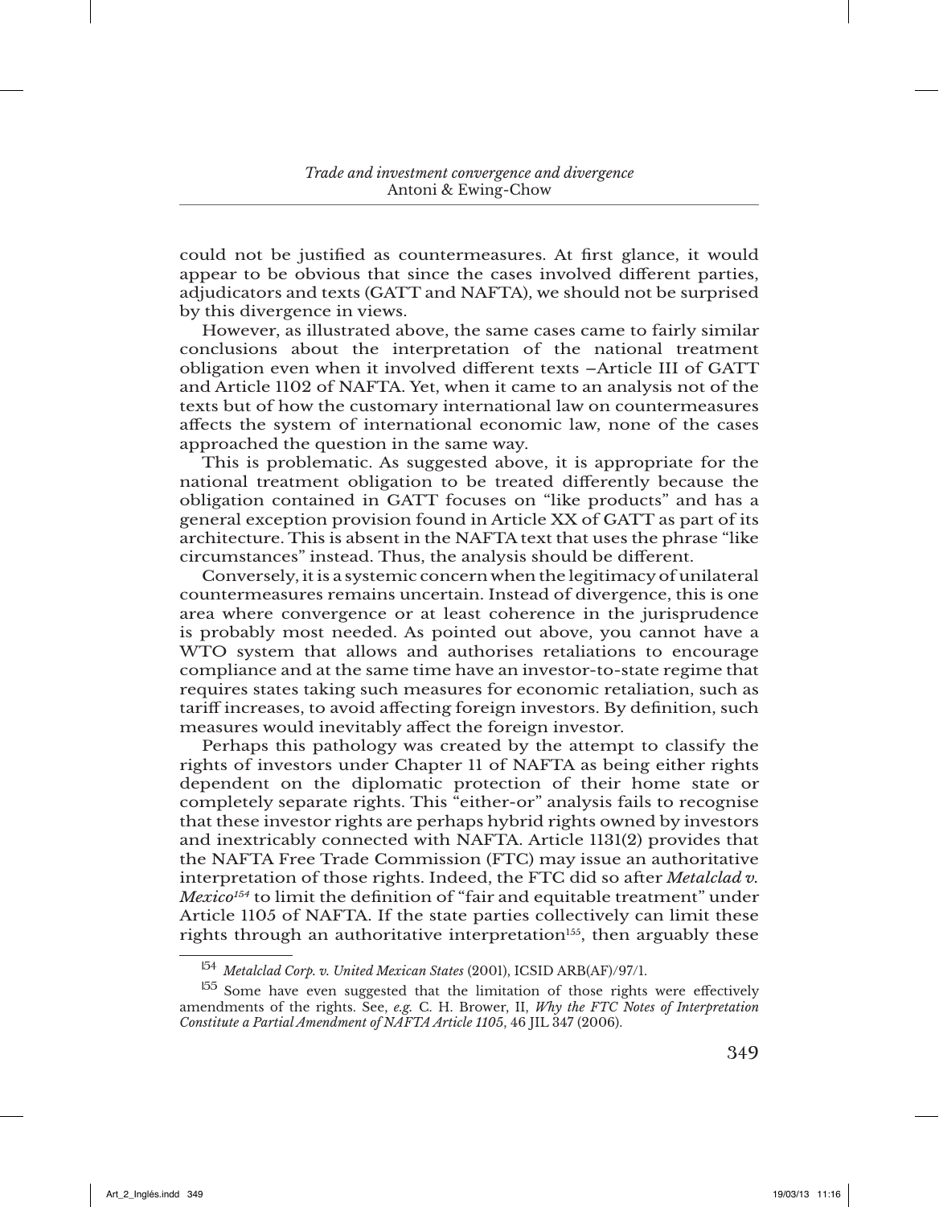could not be justified as countermeasures. At first glance, it would appear to be obvious that since the cases involved different parties, adjudicators and texts (GATT and NAFTA), we should not be surprised by this divergence in views.

However, as illustrated above, the same cases came to fairly similar conclusions about the interpretation of the national treatment obligation even when it involved different texts –Article III of GATT and Article 1102 of NAFTA. Yet, when it came to an analysis not of the texts but of how the customary international law on countermeasures affects the system of international economic law, none of the cases approached the question in the same way.

This is problematic. As suggested above, it is appropriate for the national treatment obligation to be treated differently because the obligation contained in GATT focuses on "like products" and has a general exception provision found in Article XX of GATT as part of its architecture. This is absent in the NAFTA text that uses the phrase "like circumstances" instead. Thus, the analysis should be different.

Conversely, it is a systemic concern when the legitimacy of unilateral countermeasures remains uncertain. Instead of divergence, this is one area where convergence or at least coherence in the jurisprudence is probably most needed. As pointed out above, you cannot have a WTO system that allows and authorises retaliations to encourage compliance and at the same time have an investor-to-state regime that requires states taking such measures for economic retaliation, such as tariff increases, to avoid affecting foreign investors. By definition, such measures would inevitably affect the foreign investor.

Perhaps this pathology was created by the attempt to classify the rights of investors under Chapter 11 of NAFTA as being either rights dependent on the diplomatic protection of their home state or completely separate rights. This "either-or" analysis fails to recognise that these investor rights are perhaps hybrid rights owned by investors and inextricably connected with NAFTA. Article 1131(2) provides that the NAFTA Free Trade Commission (FTC) may issue an authoritative interpretation of those rights. Indeed, the FTC did so after *Metalclad v. Mexico*[154] to limit the definition of "fair and equitable treatment" under Article 1105 of NAFTA. If the state parties collectively can limit these rights through an authoritative interpretation[155], then arguably these

---

[154] *Metalclad Corp. v. United Mexican States* (2001), ICSID ARB(AF)/97/1.

[155] Some have even suggested that the limitation of those rights were effectively amendments of the rights. See, *e.g.* C. H. Brower, II, *Why the FTC Notes of Interpretation Constitute a Partial Amendment of NAFTA Article 1105*, 46 JIL 347 (2006).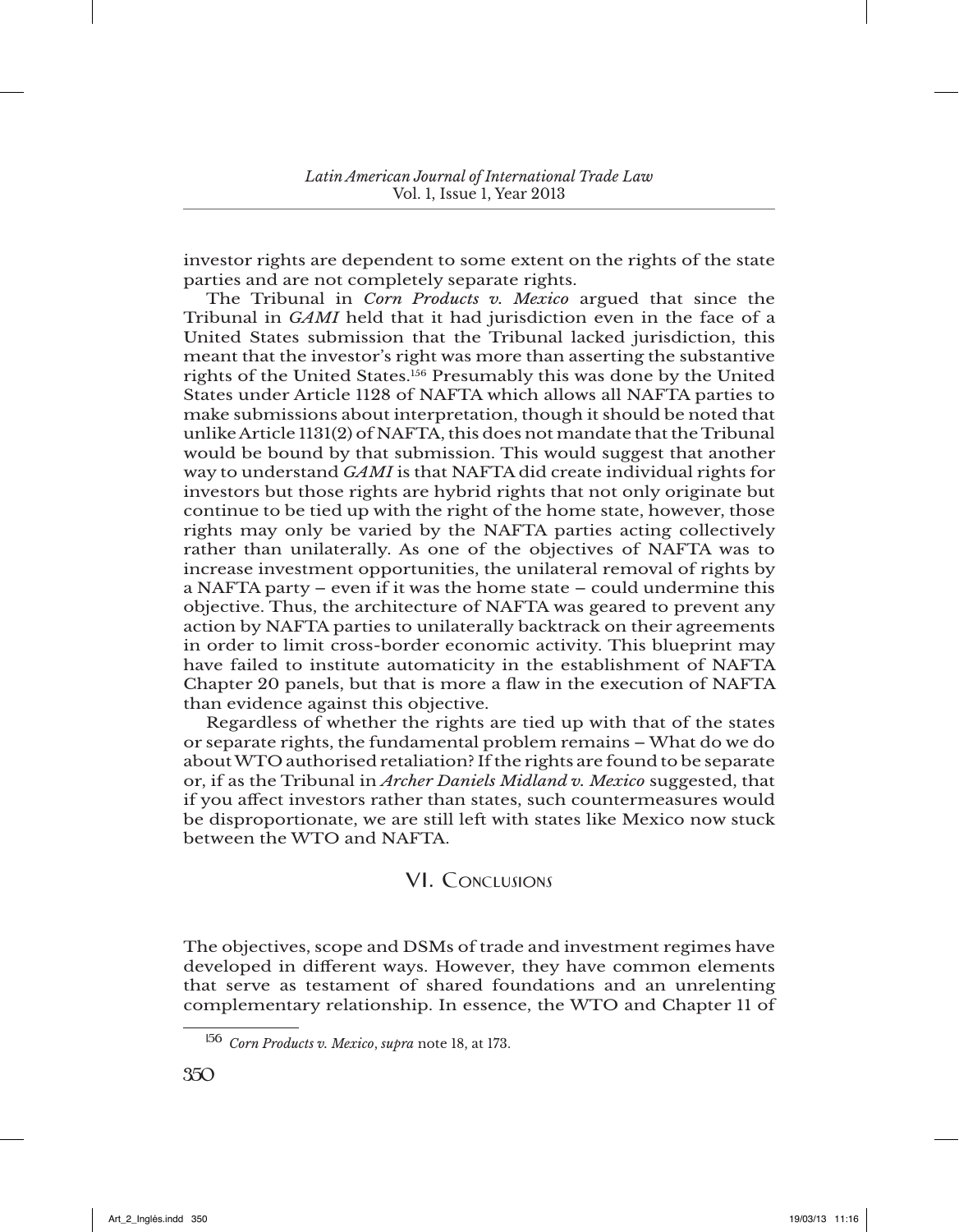investor rights are dependent to some extent on the rights of the state parties and are not completely separate rights.

The Tribunal in *Corn Products v. Mexico* argued that since the Tribunal in *GAMI* held that it had jurisdiction even in the face of a United States submission that the Tribunal lacked jurisdiction, this meant that the investor's right was more than asserting the substantive rights of the United States.[156] Presumably this was done by the United States under Article 1128 of NAFTA which allows all NAFTA parties to make submissions about interpretation, though it should be noted that unlike Article 1131(2) of NAFTA, this does not mandate that the Tribunal would be bound by that submission. This would suggest that another way to understand *GAMI* is that NAFTA did create individual rights for investors but those rights are hybrid rights that not only originate but continue to be tied up with the right of the home state, however, those rights may only be varied by the NAFTA parties acting collectively rather than unilaterally. As one of the objectives of NAFTA was to increase investment opportunities, the unilateral removal of rights by a NAFTA party – even if it was the home state – could undermine this objective. Thus, the architecture of NAFTA was geared to prevent any action by NAFTA parties to unilaterally backtrack on their agreements in order to limit cross-border economic activity. This blueprint may have failed to institute automaticity in the establishment of NAFTA Chapter 20 panels, but that is more a flaw in the execution of NAFTA than evidence against this objective.

Regardless of whether the rights are tied up with that of the states or separate rights, the fundamental problem remains – What do we do about WTO authorised retaliation? If the rights are found to be separate or, if as the Tribunal in *Archer Daniels Midland v. Mexico* suggested, that if you affect investors rather than states, such countermeasures would be disproportionate, we are still left with states like Mexico now stuck between the WTO and NAFTA.

## VI. Conclusions

The objectives, scope and DSMs of trade and investment regimes have developed in different ways. However, they have common elements that serve as testament of shared foundations and an unrelenting complementary relationship. In essence, the WTO and Chapter 11 of

[156] *Corn Products v. Mexico*, *supra* note 18, at 173.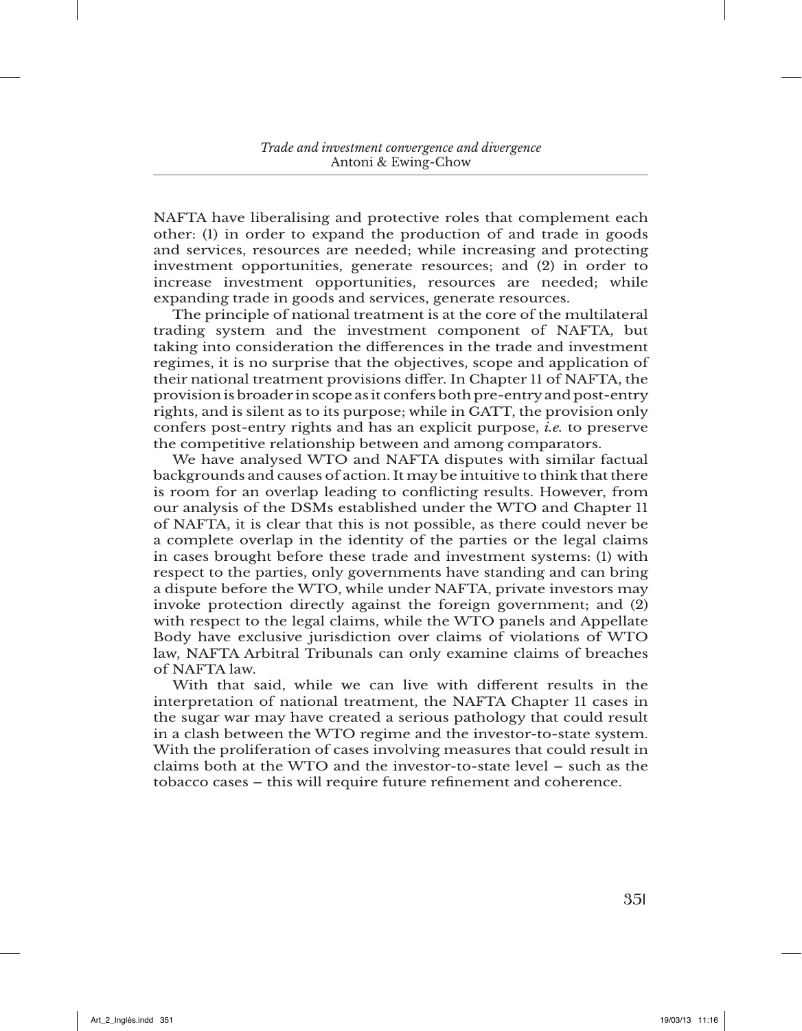NAFTA have liberalising and protective roles that complement each other: (1) in order to expand the production of and trade in goods and services, resources are needed; while increasing and protecting investment opportunities, generate resources; and (2) in order to increase investment opportunities, resources are needed; while expanding trade in goods and services, generate resources.

The principle of national treatment is at the core of the multilateral trading system and the investment component of NAFTA, but taking into consideration the differences in the trade and investment regimes, it is no surprise that the objectives, scope and application of their national treatment provisions differ. In Chapter 11 of NAFTA, the provision is broader in scope as it confers both pre-entry and post-entry rights, and is silent as to its purpose; while in GATT, the provision only confers post-entry rights and has an explicit purpose, *i.e.* to preserve the competitive relationship between and among comparators.

We have analysed WTO and NAFTA disputes with similar factual backgrounds and causes of action. It may be intuitive to think that there is room for an overlap leading to conflicting results. However, from our analysis of the DSMs established under the WTO and Chapter 11 of NAFTA, it is clear that this is not possible, as there could never be a complete overlap in the identity of the parties or the legal claims in cases brought before these trade and investment systems: (1) with respect to the parties, only governments have standing and can bring a dispute before the WTO, while under NAFTA, private investors may invoke protection directly against the foreign government; and (2) with respect to the legal claims, while the WTO panels and Appellate Body have exclusive jurisdiction over claims of violations of WTO law, NAFTA Arbitral Tribunals can only examine claims of breaches of NAFTA law.

With that said, while we can live with different results in the interpretation of national treatment, the NAFTA Chapter 11 cases in the sugar war may have created a serious pathology that could result in a clash between the WTO regime and the investor-to-state system. With the proliferation of cases involving measures that could result in claims both at the WTO and the investor-to-state level – such as the tobacco cases – this will require future refinement and coherence.